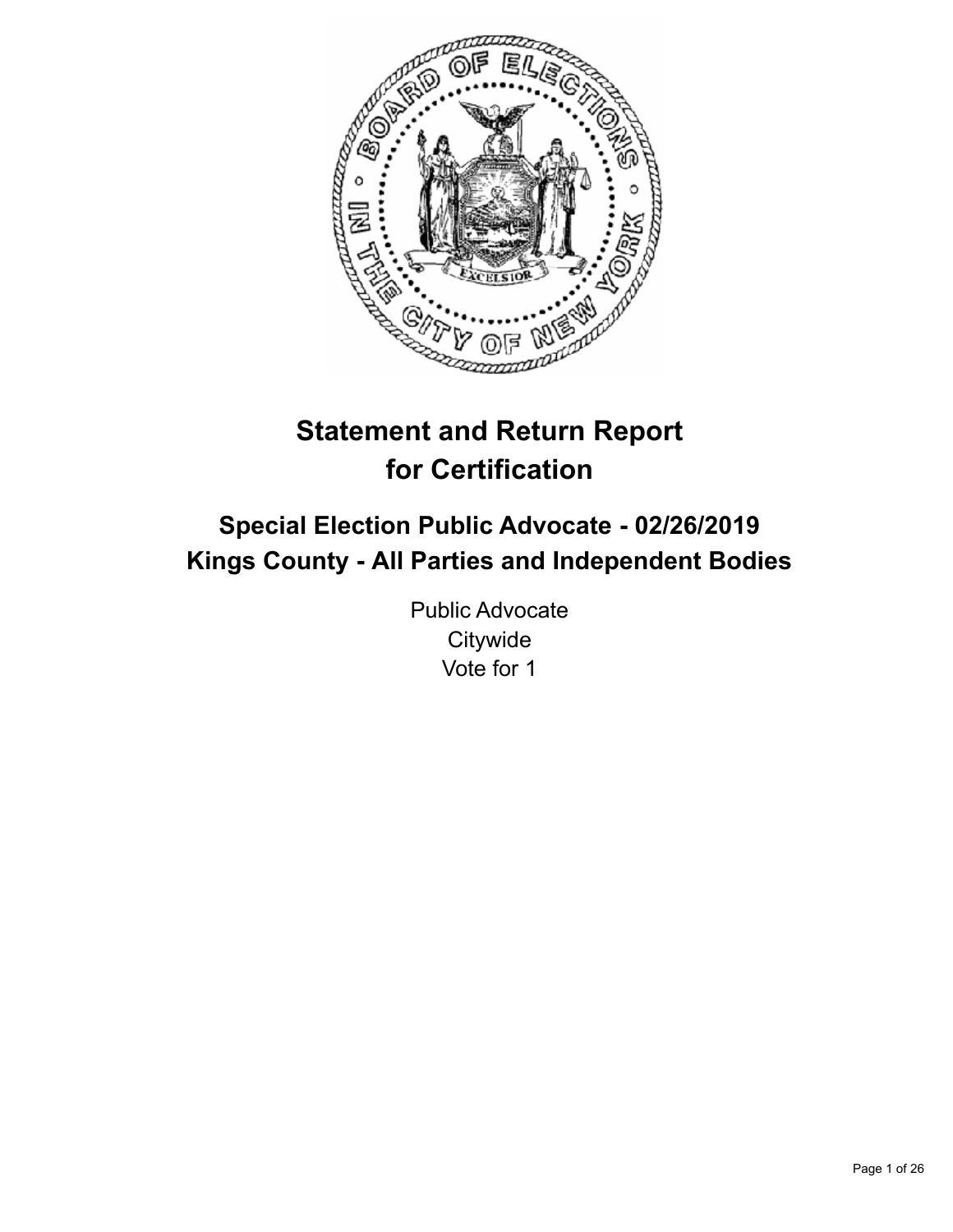# Statement and Return Report for Certification

## Special Election Public Advocate - 02/26/2019
## Kings County - All Parties and Independent Bodies

Public Advocate
Citywide
Vote for 1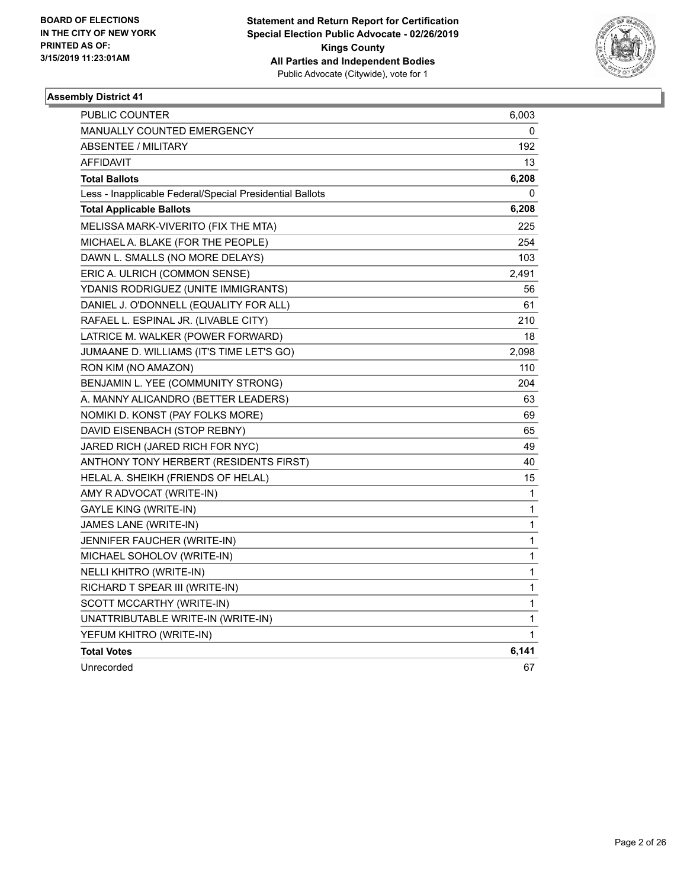BOARD OF ELECTIONS
IN THE CITY OF NEW YORK
PRINTED AS OF:
3/15/2019 11:23:01AM

**Statement and Return Report for Certification**
**Special Election Public Advocate - 02/26/2019**
**Kings County**
**All Parties and Independent Bodies**
Public Advocate (Citywide), vote for 1

### Assembly District 41

| | |
|---|---|
| PUBLIC COUNTER | 6,003 |
| MANUALLY COUNTED EMERGENCY | 0 |
| ABSENTEE / MILITARY | 192 |
| AFFIDAVIT | 13 |
| **Total Ballots** | **6,208** |
| Less - Inapplicable Federal/Special Presidential Ballots | 0 |
| **Total Applicable Ballots** | **6,208** |
| MELISSA MARK-VIVERITO (FIX THE MTA) | 225 |
| MICHAEL A. BLAKE (FOR THE PEOPLE) | 254 |
| DAWN L. SMALLS (NO MORE DELAYS) | 103 |
| ERIC A. ULRICH (COMMON SENSE) | 2,491 |
| YDANIS RODRIGUEZ (UNITE IMMIGRANTS) | 56 |
| DANIEL J. O'DONNELL (EQUALITY FOR ALL) | 61 |
| RAFAEL L. ESPINAL JR. (LIVABLE CITY) | 210 |
| LATRICE M. WALKER (POWER FORWARD) | 18 |
| JUMAANE D. WILLIAMS (IT'S TIME LET'S GO) | 2,098 |
| RON KIM (NO AMAZON) | 110 |
| BENJAMIN L. YEE (COMMUNITY STRONG) | 204 |
| A. MANNY ALICANDRO (BETTER LEADERS) | 63 |
| NOMIKI D. KONST (PAY FOLKS MORE) | 69 |
| DAVID EISENBACH (STOP REBNY) | 65 |
| JARED RICH (JARED RICH FOR NYC) | 49 |
| ANTHONY TONY HERBERT (RESIDENTS FIRST) | 40 |
| HELAL A. SHEIKH (FRIENDS OF HELAL) | 15 |
| AMY R ADVOCAT (WRITE-IN) | 1 |
| GAYLE KING (WRITE-IN) | 1 |
| JAMES LANE (WRITE-IN) | 1 |
| JENNIFER FAUCHER (WRITE-IN) | 1 |
| MICHAEL SOHOLOV (WRITE-IN) | 1 |
| NELLI KHITRO (WRITE-IN) | 1 |
| RICHARD T SPEAR III (WRITE-IN) | 1 |
| SCOTT MCCARTHY (WRITE-IN) | 1 |
| UNATTRIBUTABLE WRITE-IN (WRITE-IN) | 1 |
| YEFUM KHITRO (WRITE-IN) | 1 |
| **Total Votes** | **6,141** |
| Unrecorded | 67 |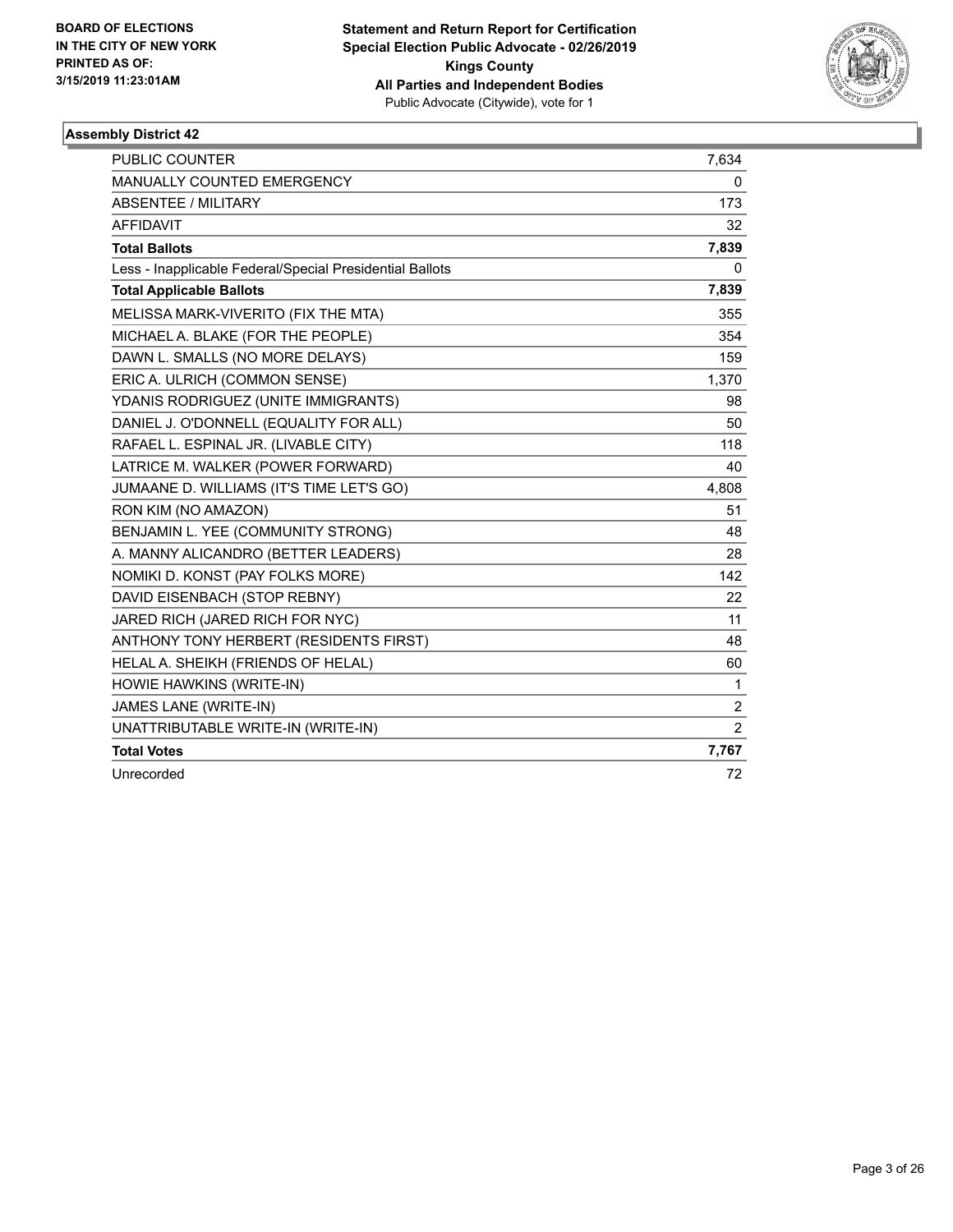**BOARD OF ELECTIONS IN THE CITY OF NEW YORK PRINTED AS OF: 3/15/2019 11:23:01AM**

**Statement and Return Report for Certification Special Election Public Advocate - 02/26/2019 Kings County All Parties and Independent Bodies**
Public Advocate (Citywide), vote for 1

### Assembly District 42

| | |
|---|---|
| PUBLIC COUNTER | 7,634 |
| MANUALLY COUNTED EMERGENCY | 0 |
| ABSENTEE / MILITARY | 173 |
| AFFIDAVIT | 32 |
| **Total Ballots** | **7,839** |
| Less - Inapplicable Federal/Special Presidential Ballots | 0 |
| **Total Applicable Ballots** | **7,839** |
| MELISSA MARK-VIVERITO (FIX THE MTA) | 355 |
| MICHAEL A. BLAKE (FOR THE PEOPLE) | 354 |
| DAWN L. SMALLS (NO MORE DELAYS) | 159 |
| ERIC A. ULRICH (COMMON SENSE) | 1,370 |
| YDANIS RODRIGUEZ (UNITE IMMIGRANTS) | 98 |
| DANIEL J. O'DONNELL (EQUALITY FOR ALL) | 50 |
| RAFAEL L. ESPINAL JR. (LIVABLE CITY) | 118 |
| LATRICE M. WALKER (POWER FORWARD) | 40 |
| JUMAANE D. WILLIAMS (IT'S TIME LET'S GO) | 4,808 |
| RON KIM (NO AMAZON) | 51 |
| BENJAMIN L. YEE (COMMUNITY STRONG) | 48 |
| A. MANNY ALICANDRO (BETTER LEADERS) | 28 |
| NOMIKI D. KONST (PAY FOLKS MORE) | 142 |
| DAVID EISENBACH (STOP REBNY) | 22 |
| JARED RICH (JARED RICH FOR NYC) | 11 |
| ANTHONY TONY HERBERT (RESIDENTS FIRST) | 48 |
| HELAL A. SHEIKH (FRIENDS OF HELAL) | 60 |
| HOWIE HAWKINS (WRITE-IN) | 1 |
| JAMES LANE (WRITE-IN) | 2 |
| UNATTRIBUTABLE WRITE-IN (WRITE-IN) | 2 |
| **Total Votes** | **7,767** |
| Unrecorded | 72 |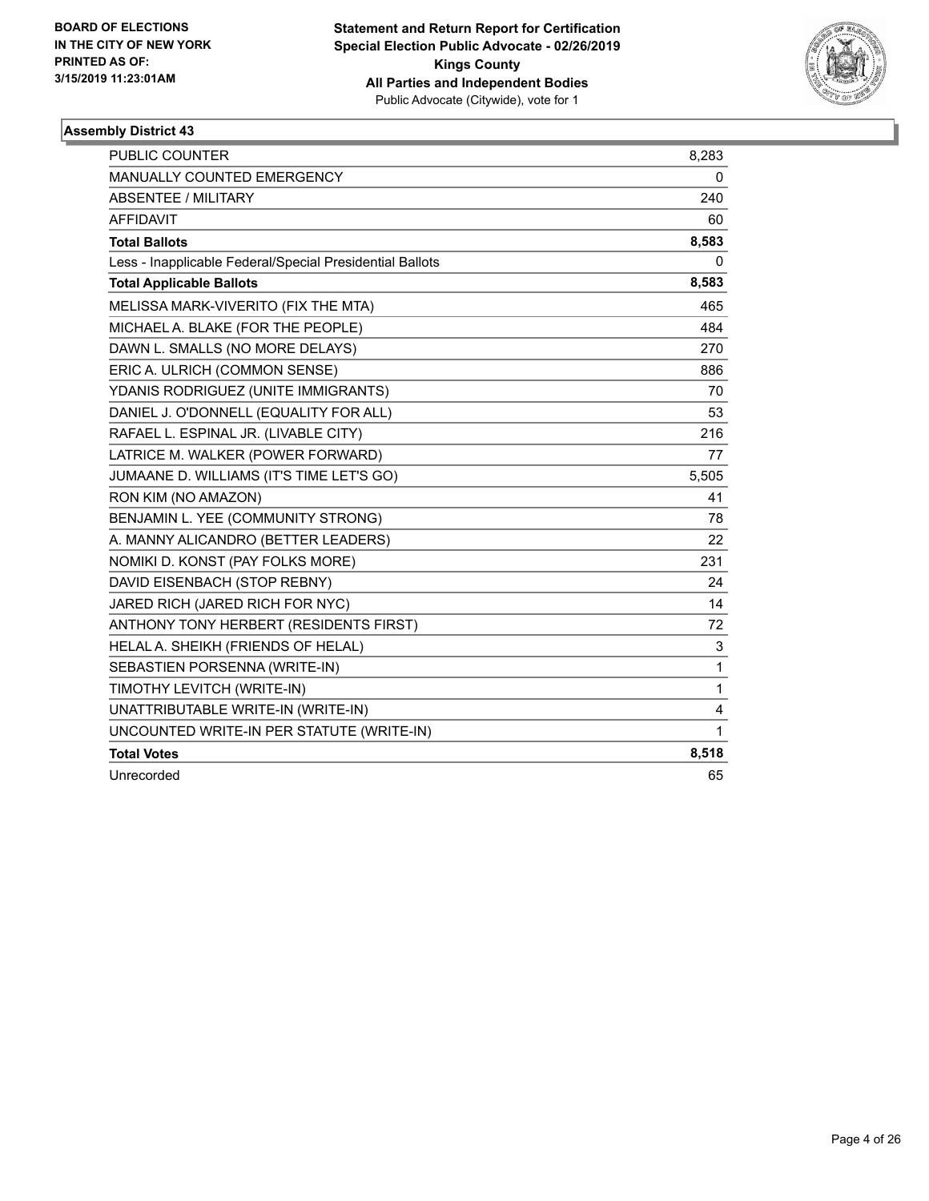**BOARD OF ELECTIONS IN THE CITY OF NEW YORK PRINTED AS OF: 3/15/2019 11:23:01AM**

**Statement and Return Report for Certification Special Election Public Advocate - 02/26/2019 Kings County All Parties and Independent Bodies**
Public Advocate (Citywide), vote for 1

### Assembly District 43

| | |
|---|---|
| PUBLIC COUNTER | 8,283 |
| MANUALLY COUNTED EMERGENCY | 0 |
| ABSENTEE / MILITARY | 240 |
| AFFIDAVIT | 60 |
| **Total Ballots** | **8,583** |
| Less - Inapplicable Federal/Special Presidential Ballots | 0 |
| **Total Applicable Ballots** | **8,583** |
| MELISSA MARK-VIVERITO (FIX THE MTA) | 465 |
| MICHAEL A. BLAKE (FOR THE PEOPLE) | 484 |
| DAWN L. SMALLS (NO MORE DELAYS) | 270 |
| ERIC A. ULRICH (COMMON SENSE) | 886 |
| YDANIS RODRIGUEZ (UNITE IMMIGRANTS) | 70 |
| DANIEL J. O'DONNELL (EQUALITY FOR ALL) | 53 |
| RAFAEL L. ESPINAL JR. (LIVABLE CITY) | 216 |
| LATRICE M. WALKER (POWER FORWARD) | 77 |
| JUMAANE D. WILLIAMS (IT'S TIME LET'S GO) | 5,505 |
| RON KIM (NO AMAZON) | 41 |
| BENJAMIN L. YEE (COMMUNITY STRONG) | 78 |
| A. MANNY ALICANDRO (BETTER LEADERS) | 22 |
| NOMIKI D. KONST (PAY FOLKS MORE) | 231 |
| DAVID EISENBACH (STOP REBNY) | 24 |
| JARED RICH (JARED RICH FOR NYC) | 14 |
| ANTHONY TONY HERBERT (RESIDENTS FIRST) | 72 |
| HELAL A. SHEIKH (FRIENDS OF HELAL) | 3 |
| SEBASTIEN PORSENNA (WRITE-IN) | 1 |
| TIMOTHY LEVITCH (WRITE-IN) | 1 |
| UNATTRIBUTABLE WRITE-IN (WRITE-IN) | 4 |
| UNCOUNTED WRITE-IN PER STATUTE (WRITE-IN) | 1 |
| **Total Votes** | **8,518** |
| Unrecorded | 65 |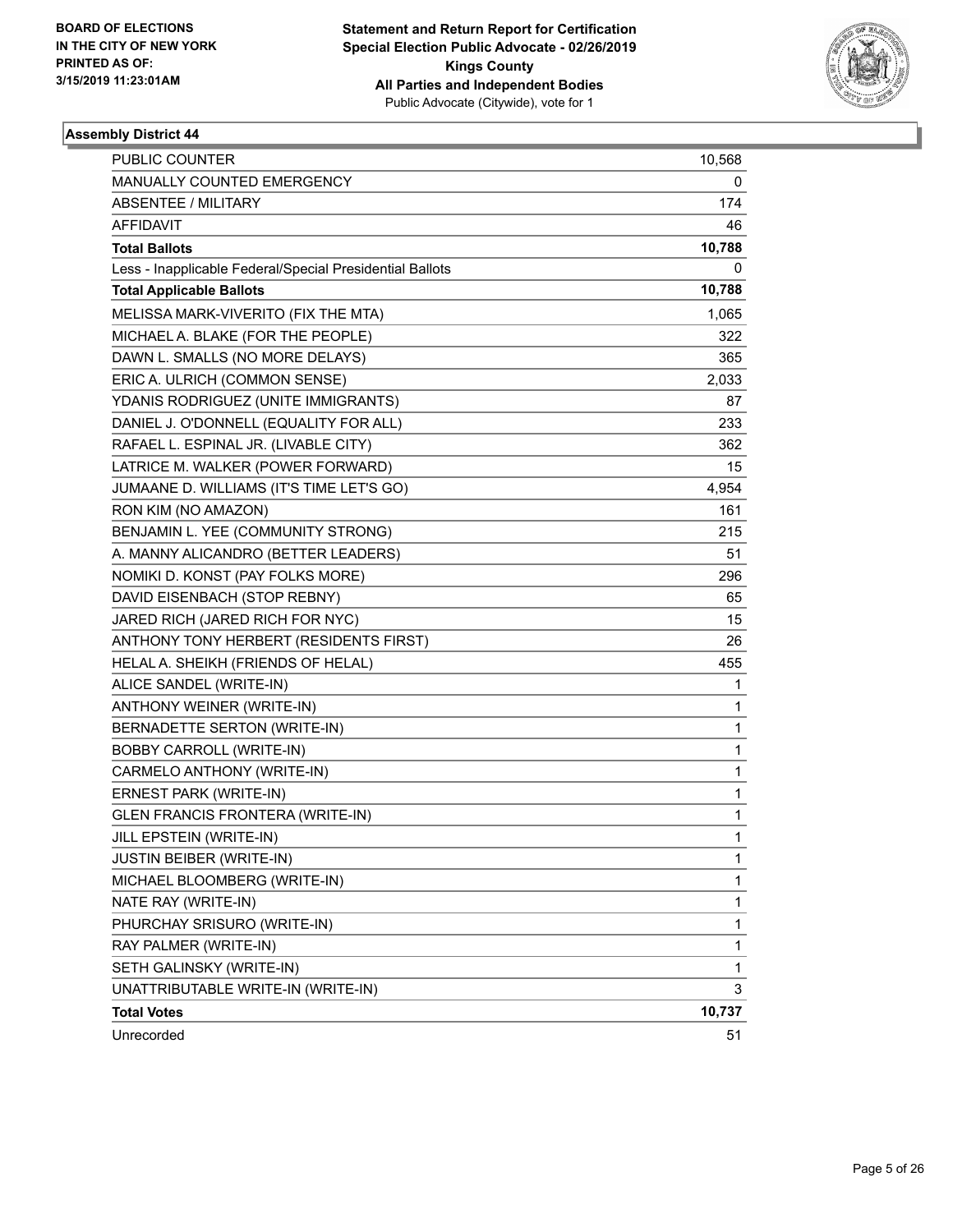BOARD OF ELECTIONS
IN THE CITY OF NEW YORK
PRINTED AS OF:
3/15/2019 11:23:01AM

**Statement and Return Report for Certification**
**Special Election Public Advocate - 02/26/2019**
**Kings County**
**All Parties and Independent Bodies**
Public Advocate (Citywide), vote for 1

### Assembly District 44

| | |
|---|---|
| PUBLIC COUNTER | 10,568 |
| MANUALLY COUNTED EMERGENCY | 0 |
| ABSENTEE / MILITARY | 174 |
| AFFIDAVIT | 46 |
| **Total Ballots** | **10,788** |
| Less - Inapplicable Federal/Special Presidential Ballots | 0 |
| **Total Applicable Ballots** | **10,788** |
| MELISSA MARK-VIVERITO (FIX THE MTA) | 1,065 |
| MICHAEL A. BLAKE (FOR THE PEOPLE) | 322 |
| DAWN L. SMALLS (NO MORE DELAYS) | 365 |
| ERIC A. ULRICH (COMMON SENSE) | 2,033 |
| YDANIS RODRIGUEZ (UNITE IMMIGRANTS) | 87 |
| DANIEL J. O'DONNELL (EQUALITY FOR ALL) | 233 |
| RAFAEL L. ESPINAL JR. (LIVABLE CITY) | 362 |
| LATRICE M. WALKER (POWER FORWARD) | 15 |
| JUMAANE D. WILLIAMS (IT'S TIME LET'S GO) | 4,954 |
| RON KIM (NO AMAZON) | 161 |
| BENJAMIN L. YEE (COMMUNITY STRONG) | 215 |
| A. MANNY ALICANDRO (BETTER LEADERS) | 51 |
| NOMIKI D. KONST (PAY FOLKS MORE) | 296 |
| DAVID EISENBACH (STOP REBNY) | 65 |
| JARED RICH (JARED RICH FOR NYC) | 15 |
| ANTHONY TONY HERBERT (RESIDENTS FIRST) | 26 |
| HELAL A. SHEIKH (FRIENDS OF HELAL) | 455 |
| ALICE SANDEL (WRITE-IN) | 1 |
| ANTHONY WEINER (WRITE-IN) | 1 |
| BERNADETTE SERTON (WRITE-IN) | 1 |
| BOBBY CARROLL (WRITE-IN) | 1 |
| CARMELO ANTHONY (WRITE-IN) | 1 |
| ERNEST PARK (WRITE-IN) | 1 |
| GLEN FRANCIS FRONTERA (WRITE-IN) | 1 |
| JILL EPSTEIN (WRITE-IN) | 1 |
| JUSTIN BEIBER (WRITE-IN) | 1 |
| MICHAEL BLOOMBERG (WRITE-IN) | 1 |
| NATE RAY (WRITE-IN) | 1 |
| PHURCHAY SRISURO (WRITE-IN) | 1 |
| RAY PALMER (WRITE-IN) | 1 |
| SETH GALINSKY (WRITE-IN) | 1 |
| UNATTRIBUTABLE WRITE-IN (WRITE-IN) | 3 |
| **Total Votes** | **10,737** |
| Unrecorded | 51 |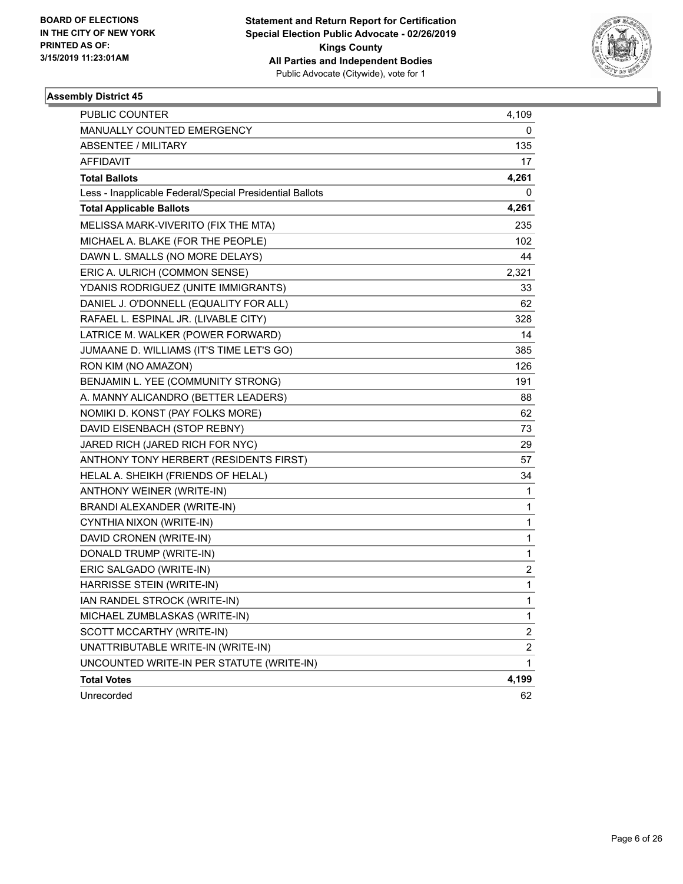BOARD OF ELECTIONS
IN THE CITY OF NEW YORK
PRINTED AS OF:
3/15/2019 11:23:01AM

**Statement and Return Report for Certification**
**Special Election Public Advocate - 02/26/2019**
**Kings County**
**All Parties and Independent Bodies**
Public Advocate (Citywide), vote for 1

### Assembly District 45

| | |
|---|---|
| PUBLIC COUNTER | 4,109 |
| MANUALLY COUNTED EMERGENCY | 0 |
| ABSENTEE / MILITARY | 135 |
| AFFIDAVIT | 17 |
| **Total Ballots** | **4,261** |
| Less - Inapplicable Federal/Special Presidential Ballots | 0 |
| **Total Applicable Ballots** | **4,261** |
| MELISSA MARK-VIVERITO (FIX THE MTA) | 235 |
| MICHAEL A. BLAKE (FOR THE PEOPLE) | 102 |
| DAWN L. SMALLS (NO MORE DELAYS) | 44 |
| ERIC A. ULRICH (COMMON SENSE) | 2,321 |
| YDANIS RODRIGUEZ (UNITE IMMIGRANTS) | 33 |
| DANIEL J. O'DONNELL (EQUALITY FOR ALL) | 62 |
| RAFAEL L. ESPINAL JR. (LIVABLE CITY) | 328 |
| LATRICE M. WALKER (POWER FORWARD) | 14 |
| JUMAANE D. WILLIAMS (IT'S TIME LET'S GO) | 385 |
| RON KIM (NO AMAZON) | 126 |
| BENJAMIN L. YEE (COMMUNITY STRONG) | 191 |
| A. MANNY ALICANDRO (BETTER LEADERS) | 88 |
| NOMIKI D. KONST (PAY FOLKS MORE) | 62 |
| DAVID EISENBACH (STOP REBNY) | 73 |
| JARED RICH (JARED RICH FOR NYC) | 29 |
| ANTHONY TONY HERBERT (RESIDENTS FIRST) | 57 |
| HELAL A. SHEIKH (FRIENDS OF HELAL) | 34 |
| ANTHONY WEINER (WRITE-IN) | 1 |
| BRANDI ALEXANDER (WRITE-IN) | 1 |
| CYNTHIA NIXON (WRITE-IN) | 1 |
| DAVID CRONEN (WRITE-IN) | 1 |
| DONALD TRUMP (WRITE-IN) | 1 |
| ERIC SALGADO (WRITE-IN) | 2 |
| HARRISSE STEIN (WRITE-IN) | 1 |
| IAN RANDEL STROCK (WRITE-IN) | 1 |
| MICHAEL ZUMBLASKAS (WRITE-IN) | 1 |
| SCOTT MCCARTHY (WRITE-IN) | 2 |
| UNATTRIBUTABLE WRITE-IN (WRITE-IN) | 2 |
| UNCOUNTED WRITE-IN PER STATUTE (WRITE-IN) | 1 |
| **Total Votes** | **4,199** |
| Unrecorded | 62 |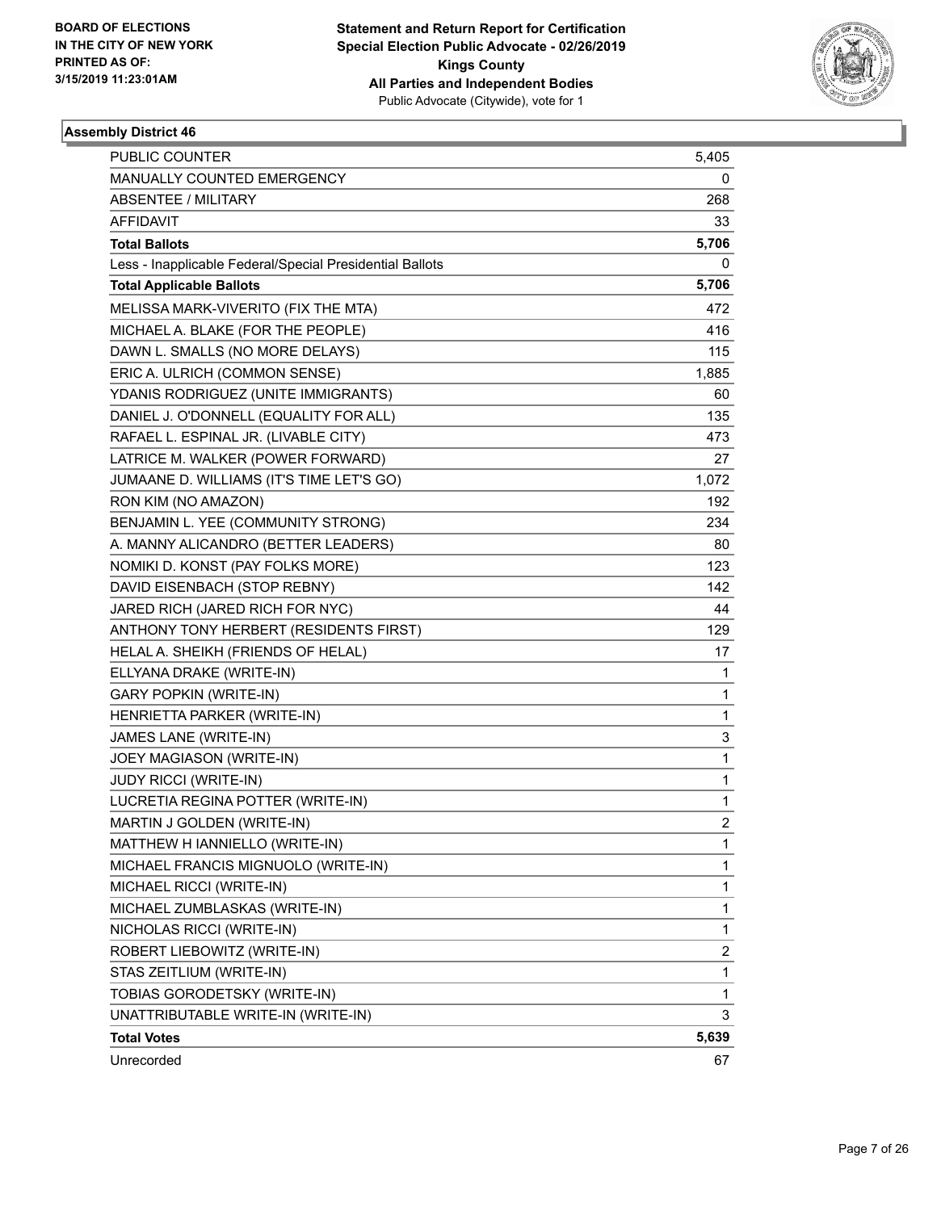BOARD OF ELECTIONS
IN THE CITY OF NEW YORK
PRINTED AS OF:
3/15/2019 11:23:01AM

**Statement and Return Report for Certification**
**Special Election Public Advocate - 02/26/2019**
**Kings County**
**All Parties and Independent Bodies**
Public Advocate (Citywide), vote for 1

### Assembly District 46

| | |
|---|---|
| PUBLIC COUNTER | 5,405 |
| MANUALLY COUNTED EMERGENCY | 0 |
| ABSENTEE / MILITARY | 268 |
| AFFIDAVIT | 33 |
| **Total Ballots** | **5,706** |
| Less - Inapplicable Federal/Special Presidential Ballots | 0 |
| **Total Applicable Ballots** | **5,706** |
| MELISSA MARK-VIVERITO (FIX THE MTA) | 472 |
| MICHAEL A. BLAKE (FOR THE PEOPLE) | 416 |
| DAWN L. SMALLS (NO MORE DELAYS) | 115 |
| ERIC A. ULRICH (COMMON SENSE) | 1,885 |
| YDANIS RODRIGUEZ (UNITE IMMIGRANTS) | 60 |
| DANIEL J. O'DONNELL (EQUALITY FOR ALL) | 135 |
| RAFAEL L. ESPINAL JR. (LIVABLE CITY) | 473 |
| LATRICE M. WALKER (POWER FORWARD) | 27 |
| JUMAANE D. WILLIAMS (IT'S TIME LET'S GO) | 1,072 |
| RON KIM (NO AMAZON) | 192 |
| BENJAMIN L. YEE (COMMUNITY STRONG) | 234 |
| A. MANNY ALICANDRO (BETTER LEADERS) | 80 |
| NOMIKI D. KONST (PAY FOLKS MORE) | 123 |
| DAVID EISENBACH (STOP REBNY) | 142 |
| JARED RICH (JARED RICH FOR NYC) | 44 |
| ANTHONY TONY HERBERT (RESIDENTS FIRST) | 129 |
| HELAL A. SHEIKH (FRIENDS OF HELAL) | 17 |
| ELLYANA DRAKE (WRITE-IN) | 1 |
| GARY POPKIN (WRITE-IN) | 1 |
| HENRIETTA PARKER (WRITE-IN) | 1 |
| JAMES LANE (WRITE-IN) | 3 |
| JOEY MAGIASON (WRITE-IN) | 1 |
| JUDY RICCI (WRITE-IN) | 1 |
| LUCRETIA REGINA POTTER (WRITE-IN) | 1 |
| MARTIN J GOLDEN (WRITE-IN) | 2 |
| MATTHEW H IANNIELLO (WRITE-IN) | 1 |
| MICHAEL FRANCIS MIGNUOLO (WRITE-IN) | 1 |
| MICHAEL RICCI (WRITE-IN) | 1 |
| MICHAEL ZUMBLASKAS (WRITE-IN) | 1 |
| NICHOLAS RICCI (WRITE-IN) | 1 |
| ROBERT LIEBOWITZ (WRITE-IN) | 2 |
| STAS ZEITLIUM (WRITE-IN) | 1 |
| TOBIAS GORODETSKY (WRITE-IN) | 1 |
| UNATTRIBUTABLE WRITE-IN (WRITE-IN) | 3 |
| **Total Votes** | **5,639** |
| Unrecorded | 67 |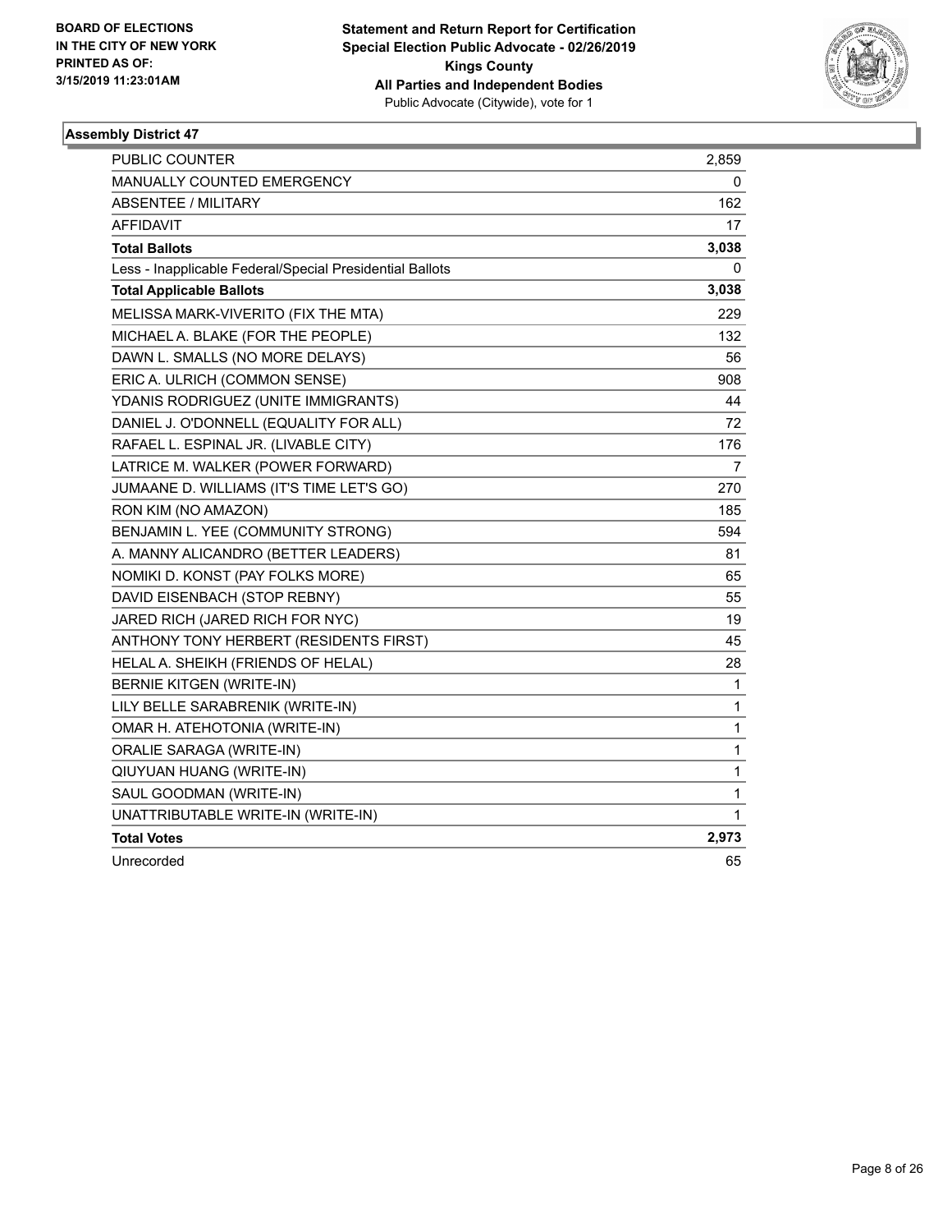BOARD OF ELECTIONS
IN THE CITY OF NEW YORK
PRINTED AS OF:
3/15/2019 11:23:01AM

**Statement and Return Report for Certification**
**Special Election Public Advocate - 02/26/2019**
**Kings County**
**All Parties and Independent Bodies**
Public Advocate (Citywide), vote for 1

### Assembly District 47

| | |
|---|---|
| PUBLIC COUNTER | 2,859 |
| MANUALLY COUNTED EMERGENCY | 0 |
| ABSENTEE / MILITARY | 162 |
| AFFIDAVIT | 17 |
| **Total Ballots** | **3,038** |
| Less - Inapplicable Federal/Special Presidential Ballots | 0 |
| **Total Applicable Ballots** | **3,038** |
| MELISSA MARK-VIVERITO (FIX THE MTA) | 229 |
| MICHAEL A. BLAKE (FOR THE PEOPLE) | 132 |
| DAWN L. SMALLS (NO MORE DELAYS) | 56 |
| ERIC A. ULRICH (COMMON SENSE) | 908 |
| YDANIS RODRIGUEZ (UNITE IMMIGRANTS) | 44 |
| DANIEL J. O'DONNELL (EQUALITY FOR ALL) | 72 |
| RAFAEL L. ESPINAL JR. (LIVABLE CITY) | 176 |
| LATRICE M. WALKER (POWER FORWARD) | 7 |
| JUMAANE D. WILLIAMS (IT'S TIME LET'S GO) | 270 |
| RON KIM (NO AMAZON) | 185 |
| BENJAMIN L. YEE (COMMUNITY STRONG) | 594 |
| A. MANNY ALICANDRO (BETTER LEADERS) | 81 |
| NOMIKI D. KONST (PAY FOLKS MORE) | 65 |
| DAVID EISENBACH (STOP REBNY) | 55 |
| JARED RICH (JARED RICH FOR NYC) | 19 |
| ANTHONY TONY HERBERT (RESIDENTS FIRST) | 45 |
| HELAL A. SHEIKH (FRIENDS OF HELAL) | 28 |
| BERNIE KITGEN (WRITE-IN) | 1 |
| LILY BELLE SARABRENIK (WRITE-IN) | 1 |
| OMAR H. ATEHOTONIA (WRITE-IN) | 1 |
| ORALIE SARAGA (WRITE-IN) | 1 |
| QIUYUAN HUANG (WRITE-IN) | 1 |
| SAUL GOODMAN (WRITE-IN) | 1 |
| UNATTRIBUTABLE WRITE-IN (WRITE-IN) | 1 |
| **Total Votes** | **2,973** |
| Unrecorded | 65 |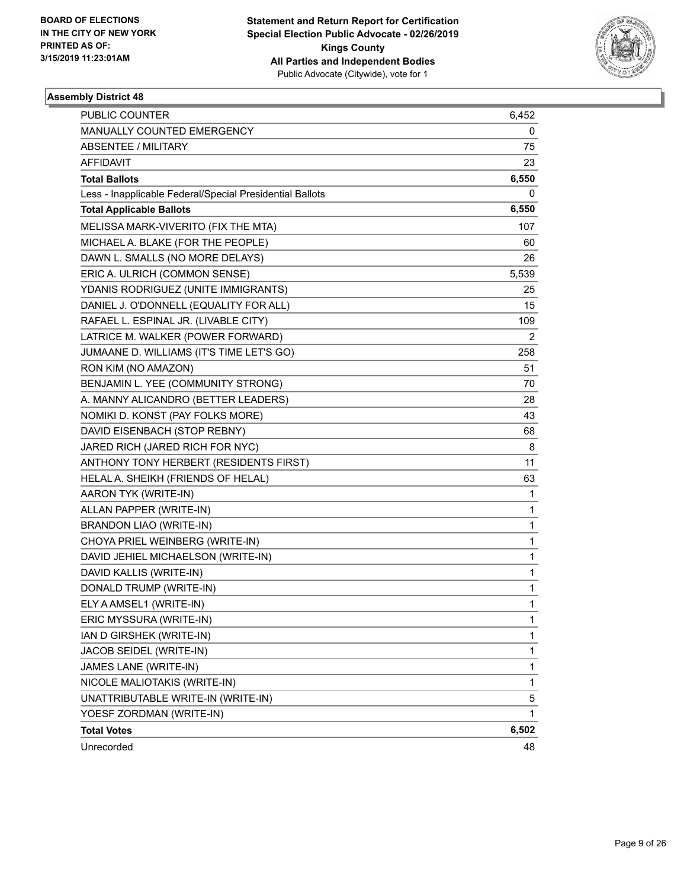BOARD OF ELECTIONS
IN THE CITY OF NEW YORK
PRINTED AS OF:
3/15/2019 11:23:01AM

**Statement and Return Report for Certification**
**Special Election Public Advocate - 02/26/2019**
**Kings County**
**All Parties and Independent Bodies**
Public Advocate (Citywide), vote for 1

## Assembly District 48

| | |
|---|---|
| PUBLIC COUNTER | 6,452 |
| MANUALLY COUNTED EMERGENCY | 0 |
| ABSENTEE / MILITARY | 75 |
| AFFIDAVIT | 23 |
| **Total Ballots** | **6,550** |
| Less - Inapplicable Federal/Special Presidential Ballots | 0 |
| **Total Applicable Ballots** | **6,550** |
| MELISSA MARK-VIVERITO (FIX THE MTA) | 107 |
| MICHAEL A. BLAKE (FOR THE PEOPLE) | 60 |
| DAWN L. SMALLS (NO MORE DELAYS) | 26 |
| ERIC A. ULRICH (COMMON SENSE) | 5,539 |
| YDANIS RODRIGUEZ (UNITE IMMIGRANTS) | 25 |
| DANIEL J. O'DONNELL (EQUALITY FOR ALL) | 15 |
| RAFAEL L. ESPINAL JR. (LIVABLE CITY) | 109 |
| LATRICE M. WALKER (POWER FORWARD) | 2 |
| JUMAANE D. WILLIAMS (IT'S TIME LET'S GO) | 258 |
| RON KIM (NO AMAZON) | 51 |
| BENJAMIN L. YEE (COMMUNITY STRONG) | 70 |
| A. MANNY ALICANDRO (BETTER LEADERS) | 28 |
| NOMIKI D. KONST (PAY FOLKS MORE) | 43 |
| DAVID EISENBACH (STOP REBNY) | 68 |
| JARED RICH (JARED RICH FOR NYC) | 8 |
| ANTHONY TONY HERBERT (RESIDENTS FIRST) | 11 |
| HELAL A. SHEIKH (FRIENDS OF HELAL) | 63 |
| AARON TYK (WRITE-IN) | 1 |
| ALLAN PAPPER (WRITE-IN) | 1 |
| BRANDON LIAO (WRITE-IN) | 1 |
| CHOYA PRIEL WEINBERG (WRITE-IN) | 1 |
| DAVID JEHIEL MICHAELSON (WRITE-IN) | 1 |
| DAVID KALLIS (WRITE-IN) | 1 |
| DONALD TRUMP (WRITE-IN) | 1 |
| ELY A AMSEL1 (WRITE-IN) | 1 |
| ERIC MYSSURA (WRITE-IN) | 1 |
| IAN D GIRSHEK (WRITE-IN) | 1 |
| JACOB SEIDEL (WRITE-IN) | 1 |
| JAMES LANE (WRITE-IN) | 1 |
| NICOLE MALIOTAKIS (WRITE-IN) | 1 |
| UNATTRIBUTABLE WRITE-IN (WRITE-IN) | 5 |
| YOESF ZORDMAN (WRITE-IN) | 1 |
| **Total Votes** | **6,502** |
| Unrecorded | 48 |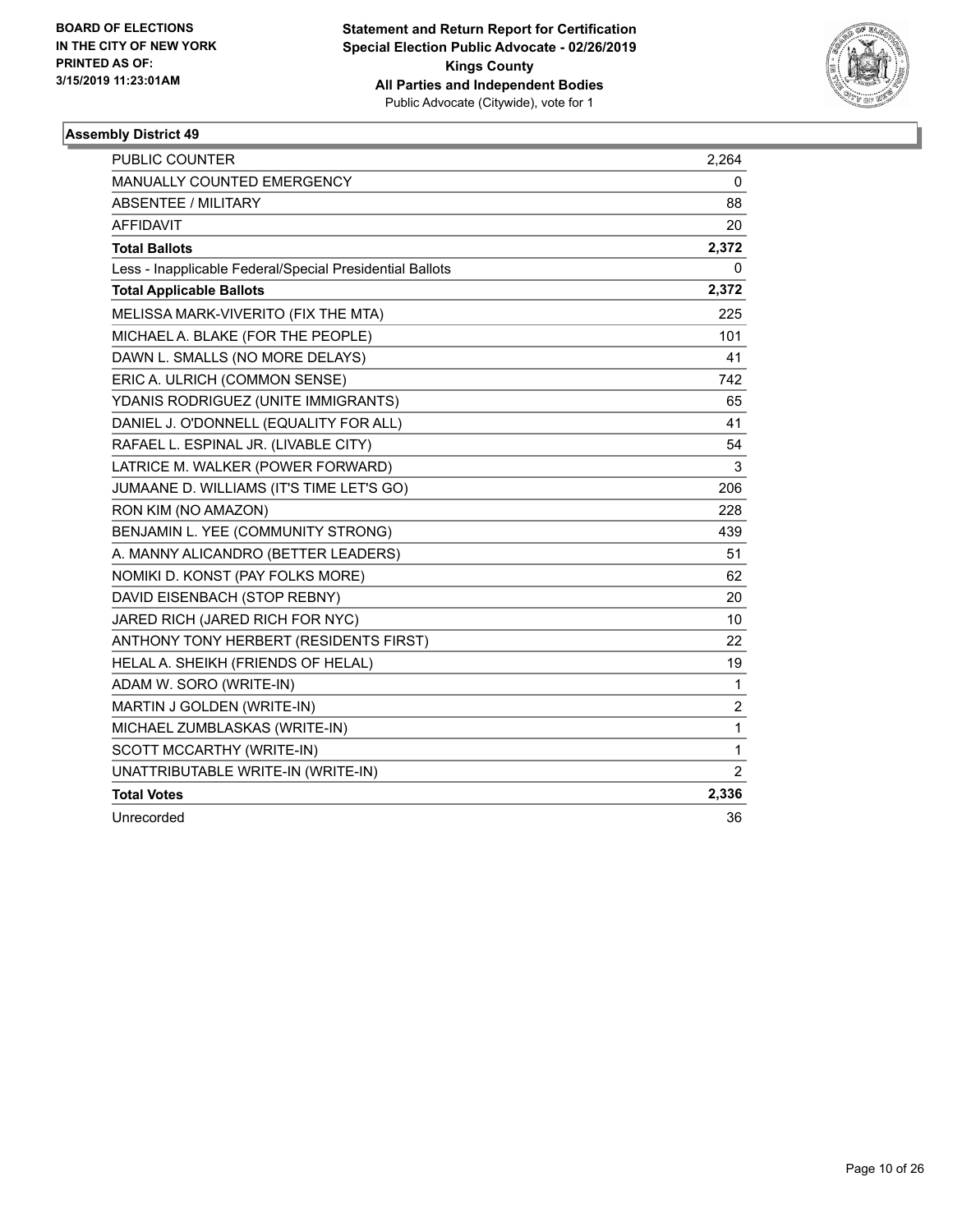**BOARD OF ELECTIONS IN THE CITY OF NEW YORK PRINTED AS OF: 3/15/2019 11:23:01AM**

**Statement and Return Report for Certification Special Election Public Advocate - 02/26/2019 Kings County All Parties and Independent Bodies**
Public Advocate (Citywide), vote for 1

### Assembly District 49

| | |
|---|---|
| PUBLIC COUNTER | 2,264 |
| MANUALLY COUNTED EMERGENCY | 0 |
| ABSENTEE / MILITARY | 88 |
| AFFIDAVIT | 20 |
| **Total Ballots** | **2,372** |
| Less - Inapplicable Federal/Special Presidential Ballots | 0 |
| **Total Applicable Ballots** | **2,372** |
| MELISSA MARK-VIVERITO (FIX THE MTA) | 225 |
| MICHAEL A. BLAKE (FOR THE PEOPLE) | 101 |
| DAWN L. SMALLS (NO MORE DELAYS) | 41 |
| ERIC A. ULRICH (COMMON SENSE) | 742 |
| YDANIS RODRIGUEZ (UNITE IMMIGRANTS) | 65 |
| DANIEL J. O'DONNELL (EQUALITY FOR ALL) | 41 |
| RAFAEL L. ESPINAL JR. (LIVABLE CITY) | 54 |
| LATRICE M. WALKER (POWER FORWARD) | 3 |
| JUMAANE D. WILLIAMS (IT'S TIME LET'S GO) | 206 |
| RON KIM (NO AMAZON) | 228 |
| BENJAMIN L. YEE (COMMUNITY STRONG) | 439 |
| A. MANNY ALICANDRO (BETTER LEADERS) | 51 |
| NOMIKI D. KONST (PAY FOLKS MORE) | 62 |
| DAVID EISENBACH (STOP REBNY) | 20 |
| JARED RICH (JARED RICH FOR NYC) | 10 |
| ANTHONY TONY HERBERT (RESIDENTS FIRST) | 22 |
| HELAL A. SHEIKH (FRIENDS OF HELAL) | 19 |
| ADAM W. SORO (WRITE-IN) | 1 |
| MARTIN J GOLDEN (WRITE-IN) | 2 |
| MICHAEL ZUMBLASKAS (WRITE-IN) | 1 |
| SCOTT MCCARTHY (WRITE-IN) | 1 |
| UNATTRIBUTABLE WRITE-IN (WRITE-IN) | 2 |
| **Total Votes** | **2,336** |
| Unrecorded | 36 |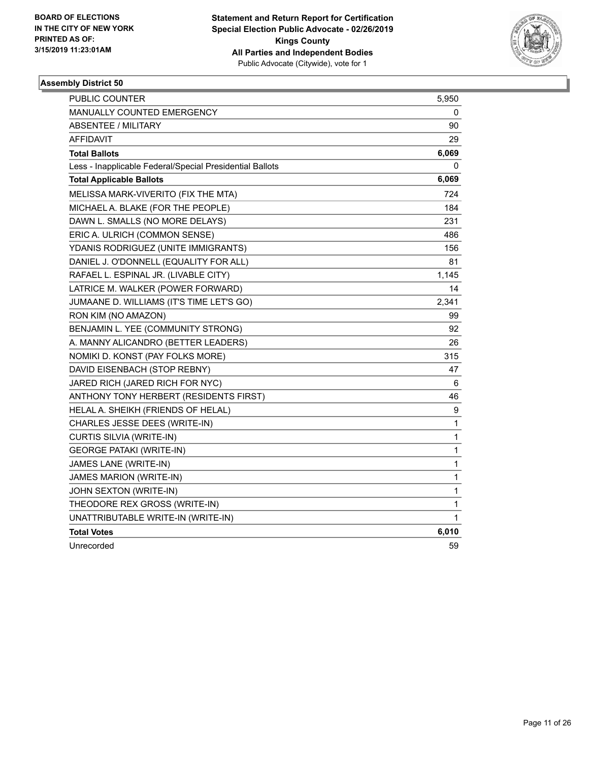BOARD OF ELECTIONS
IN THE CITY OF NEW YORK
PRINTED AS OF:
3/15/2019 11:23:01AM

**Statement and Return Report for Certification**
**Special Election Public Advocate - 02/26/2019**
**Kings County**
**All Parties and Independent Bodies**
Public Advocate (Citywide), vote for 1

### Assembly District 50

| | |
|---|---|
| PUBLIC COUNTER | 5,950 |
| MANUALLY COUNTED EMERGENCY | 0 |
| ABSENTEE / MILITARY | 90 |
| AFFIDAVIT | 29 |
| **Total Ballots** | **6,069** |
| Less - Inapplicable Federal/Special Presidential Ballots | 0 |
| **Total Applicable Ballots** | **6,069** |
| MELISSA MARK-VIVERITO (FIX THE MTA) | 724 |
| MICHAEL A. BLAKE (FOR THE PEOPLE) | 184 |
| DAWN L. SMALLS (NO MORE DELAYS) | 231 |
| ERIC A. ULRICH (COMMON SENSE) | 486 |
| YDANIS RODRIGUEZ (UNITE IMMIGRANTS) | 156 |
| DANIEL J. O'DONNELL (EQUALITY FOR ALL) | 81 |
| RAFAEL L. ESPINAL JR. (LIVABLE CITY) | 1,145 |
| LATRICE M. WALKER (POWER FORWARD) | 14 |
| JUMAANE D. WILLIAMS (IT'S TIME LET'S GO) | 2,341 |
| RON KIM (NO AMAZON) | 99 |
| BENJAMIN L. YEE (COMMUNITY STRONG) | 92 |
| A. MANNY ALICANDRO (BETTER LEADERS) | 26 |
| NOMIKI D. KONST (PAY FOLKS MORE) | 315 |
| DAVID EISENBACH (STOP REBNY) | 47 |
| JARED RICH (JARED RICH FOR NYC) | 6 |
| ANTHONY TONY HERBERT (RESIDENTS FIRST) | 46 |
| HELAL A. SHEIKH (FRIENDS OF HELAL) | 9 |
| CHARLES JESSE DEES (WRITE-IN) | 1 |
| CURTIS SILVIA (WRITE-IN) | 1 |
| GEORGE PATAKI (WRITE-IN) | 1 |
| JAMES LANE (WRITE-IN) | 1 |
| JAMES MARION (WRITE-IN) | 1 |
| JOHN SEXTON (WRITE-IN) | 1 |
| THEODORE REX GROSS (WRITE-IN) | 1 |
| UNATTRIBUTABLE WRITE-IN (WRITE-IN) | 1 |
| **Total Votes** | **6,010** |
| Unrecorded | 59 |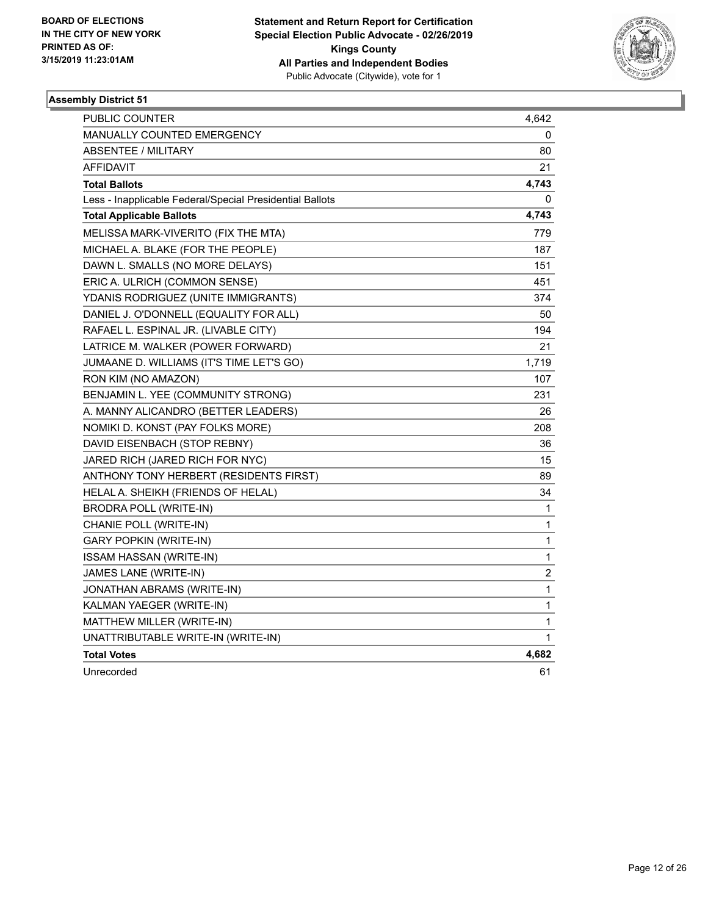BOARD OF ELECTIONS
IN THE CITY OF NEW YORK
PRINTED AS OF:
3/15/2019 11:23:01AM

**Statement and Return Report for Certification**
**Special Election Public Advocate - 02/26/2019**
**Kings County**
**All Parties and Independent Bodies**
Public Advocate (Citywide), vote for 1

### Assembly District 51

| | |
|---|---|
| PUBLIC COUNTER | 4,642 |
| MANUALLY COUNTED EMERGENCY | 0 |
| ABSENTEE / MILITARY | 80 |
| AFFIDAVIT | 21 |
| **Total Ballots** | **4,743** |
| Less - Inapplicable Federal/Special Presidential Ballots | 0 |
| **Total Applicable Ballots** | **4,743** |
| MELISSA MARK-VIVERITO (FIX THE MTA) | 779 |
| MICHAEL A. BLAKE (FOR THE PEOPLE) | 187 |
| DAWN L. SMALLS (NO MORE DELAYS) | 151 |
| ERIC A. ULRICH (COMMON SENSE) | 451 |
| YDANIS RODRIGUEZ (UNITE IMMIGRANTS) | 374 |
| DANIEL J. O'DONNELL (EQUALITY FOR ALL) | 50 |
| RAFAEL L. ESPINAL JR. (LIVABLE CITY) | 194 |
| LATRICE M. WALKER (POWER FORWARD) | 21 |
| JUMAANE D. WILLIAMS (IT'S TIME LET'S GO) | 1,719 |
| RON KIM (NO AMAZON) | 107 |
| BENJAMIN L. YEE (COMMUNITY STRONG) | 231 |
| A. MANNY ALICANDRO (BETTER LEADERS) | 26 |
| NOMIKI D. KONST (PAY FOLKS MORE) | 208 |
| DAVID EISENBACH (STOP REBNY) | 36 |
| JARED RICH (JARED RICH FOR NYC) | 15 |
| ANTHONY TONY HERBERT (RESIDENTS FIRST) | 89 |
| HELAL A. SHEIKH (FRIENDS OF HELAL) | 34 |
| BRODRA POLL (WRITE-IN) | 1 |
| CHANIE POLL (WRITE-IN) | 1 |
| GARY POPKIN (WRITE-IN) | 1 |
| ISSAM HASSAN (WRITE-IN) | 1 |
| JAMES LANE (WRITE-IN) | 2 |
| JONATHAN ABRAMS (WRITE-IN) | 1 |
| KALMAN YAEGER (WRITE-IN) | 1 |
| MATTHEW MILLER (WRITE-IN) | 1 |
| UNATTRIBUTABLE WRITE-IN (WRITE-IN) | 1 |
| **Total Votes** | **4,682** |
| Unrecorded | 61 |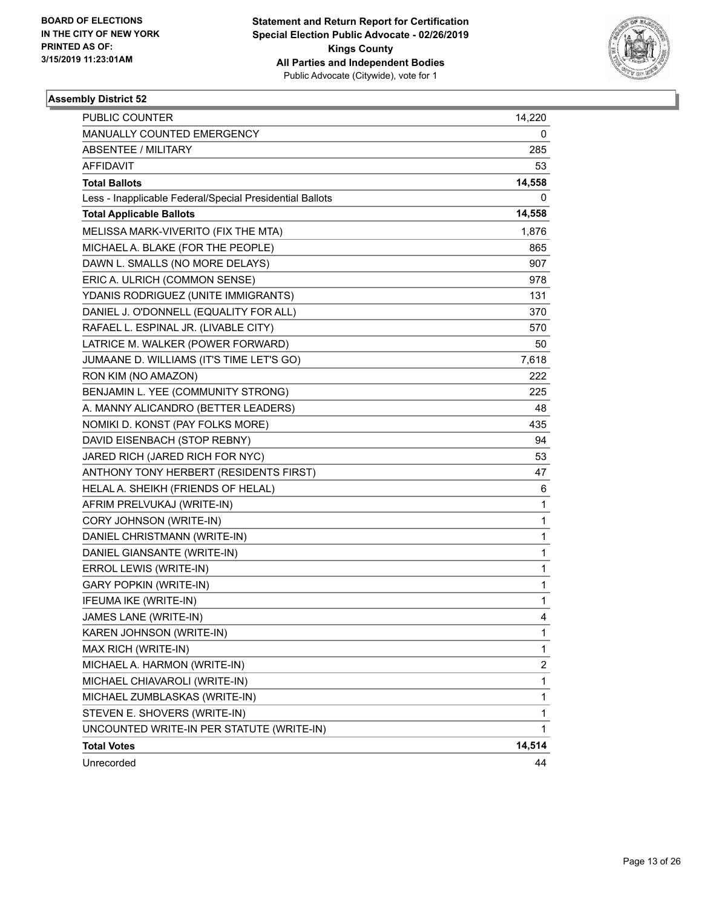BOARD OF ELECTIONS
IN THE CITY OF NEW YORK
PRINTED AS OF:
3/15/2019 11:23:01AM

**Statement and Return Report for Certification**
**Special Election Public Advocate - 02/26/2019**
**Kings County**
**All Parties and Independent Bodies**
Public Advocate (Citywide), vote for 1

### Assembly District 52

| | |
|---|---|
| PUBLIC COUNTER | 14,220 |
| MANUALLY COUNTED EMERGENCY | 0 |
| ABSENTEE / MILITARY | 285 |
| AFFIDAVIT | 53 |
| **Total Ballots** | **14,558** |
| Less - Inapplicable Federal/Special Presidential Ballots | 0 |
| **Total Applicable Ballots** | **14,558** |
| MELISSA MARK-VIVERITO (FIX THE MTA) | 1,876 |
| MICHAEL A. BLAKE (FOR THE PEOPLE) | 865 |
| DAWN L. SMALLS (NO MORE DELAYS) | 907 |
| ERIC A. ULRICH (COMMON SENSE) | 978 |
| YDANIS RODRIGUEZ (UNITE IMMIGRANTS) | 131 |
| DANIEL J. O'DONNELL (EQUALITY FOR ALL) | 370 |
| RAFAEL L. ESPINAL JR. (LIVABLE CITY) | 570 |
| LATRICE M. WALKER (POWER FORWARD) | 50 |
| JUMAANE D. WILLIAMS (IT'S TIME LET'S GO) | 7,618 |
| RON KIM (NO AMAZON) | 222 |
| BENJAMIN L. YEE (COMMUNITY STRONG) | 225 |
| A. MANNY ALICANDRO (BETTER LEADERS) | 48 |
| NOMIKI D. KONST (PAY FOLKS MORE) | 435 |
| DAVID EISENBACH (STOP REBNY) | 94 |
| JARED RICH (JARED RICH FOR NYC) | 53 |
| ANTHONY TONY HERBERT (RESIDENTS FIRST) | 47 |
| HELAL A. SHEIKH (FRIENDS OF HELAL) | 6 |
| AFRIM PRELVUKAJ (WRITE-IN) | 1 |
| CORY JOHNSON (WRITE-IN) | 1 |
| DANIEL CHRISTMANN (WRITE-IN) | 1 |
| DANIEL GIANSANTE (WRITE-IN) | 1 |
| ERROL LEWIS (WRITE-IN) | 1 |
| GARY POPKIN (WRITE-IN) | 1 |
| IFEUMA IKE (WRITE-IN) | 1 |
| JAMES LANE (WRITE-IN) | 4 |
| KAREN JOHNSON (WRITE-IN) | 1 |
| MAX RICH (WRITE-IN) | 1 |
| MICHAEL A. HARMON (WRITE-IN) | 2 |
| MICHAEL CHIAVAROLI (WRITE-IN) | 1 |
| MICHAEL ZUMBLASKAS (WRITE-IN) | 1 |
| STEVEN E. SHOVERS (WRITE-IN) | 1 |
| UNCOUNTED WRITE-IN PER STATUTE (WRITE-IN) | 1 |
| **Total Votes** | **14,514** |
| Unrecorded | 44 |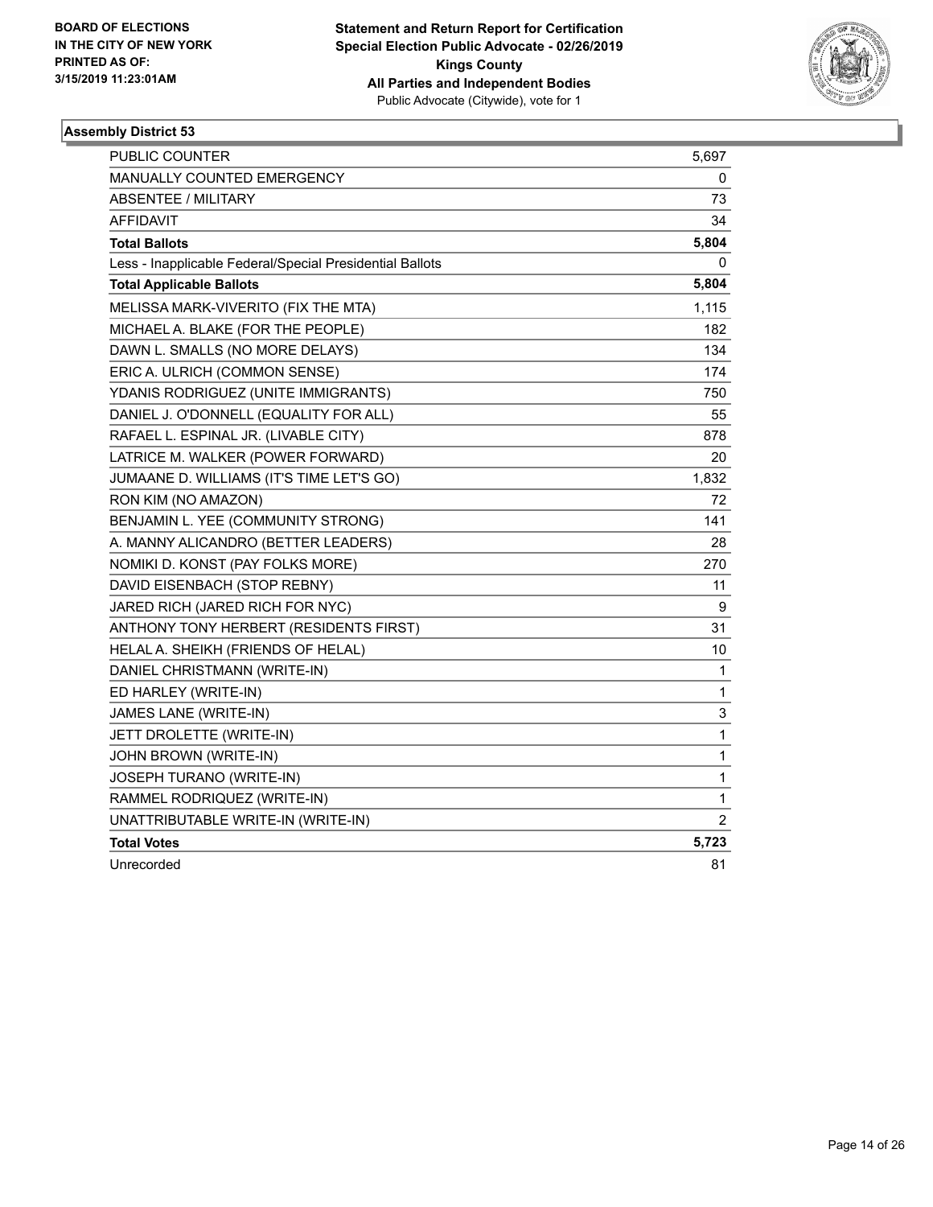BOARD OF ELECTIONS
IN THE CITY OF NEW YORK
PRINTED AS OF:
3/15/2019 11:23:01AM

**Statement and Return Report for Certification**
**Special Election Public Advocate - 02/26/2019**
**Kings County**
**All Parties and Independent Bodies**
Public Advocate (Citywide), vote for 1

### Assembly District 53

| | |
|---|---|
| PUBLIC COUNTER | 5,697 |
| MANUALLY COUNTED EMERGENCY | 0 |
| ABSENTEE / MILITARY | 73 |
| AFFIDAVIT | 34 |
| **Total Ballots** | **5,804** |
| Less - Inapplicable Federal/Special Presidential Ballots | 0 |
| **Total Applicable Ballots** | **5,804** |
| MELISSA MARK-VIVERITO (FIX THE MTA) | 1,115 |
| MICHAEL A. BLAKE (FOR THE PEOPLE) | 182 |
| DAWN L. SMALLS (NO MORE DELAYS) | 134 |
| ERIC A. ULRICH (COMMON SENSE) | 174 |
| YDANIS RODRIGUEZ (UNITE IMMIGRANTS) | 750 |
| DANIEL J. O'DONNELL (EQUALITY FOR ALL) | 55 |
| RAFAEL L. ESPINAL JR. (LIVABLE CITY) | 878 |
| LATRICE M. WALKER (POWER FORWARD) | 20 |
| JUMAANE D. WILLIAMS (IT'S TIME LET'S GO) | 1,832 |
| RON KIM (NO AMAZON) | 72 |
| BENJAMIN L. YEE (COMMUNITY STRONG) | 141 |
| A. MANNY ALICANDRO (BETTER LEADERS) | 28 |
| NOMIKI D. KONST (PAY FOLKS MORE) | 270 |
| DAVID EISENBACH (STOP REBNY) | 11 |
| JARED RICH (JARED RICH FOR NYC) | 9 |
| ANTHONY TONY HERBERT (RESIDENTS FIRST) | 31 |
| HELAL A. SHEIKH (FRIENDS OF HELAL) | 10 |
| DANIEL CHRISTMANN (WRITE-IN) | 1 |
| ED HARLEY (WRITE-IN) | 1 |
| JAMES LANE (WRITE-IN) | 3 |
| JETT DROLETTE (WRITE-IN) | 1 |
| JOHN BROWN (WRITE-IN) | 1 |
| JOSEPH TURANO (WRITE-IN) | 1 |
| RAMMEL RODRIQUEZ (WRITE-IN) | 1 |
| UNATTRIBUTABLE WRITE-IN (WRITE-IN) | 2 |
| **Total Votes** | **5,723** |
| Unrecorded | 81 |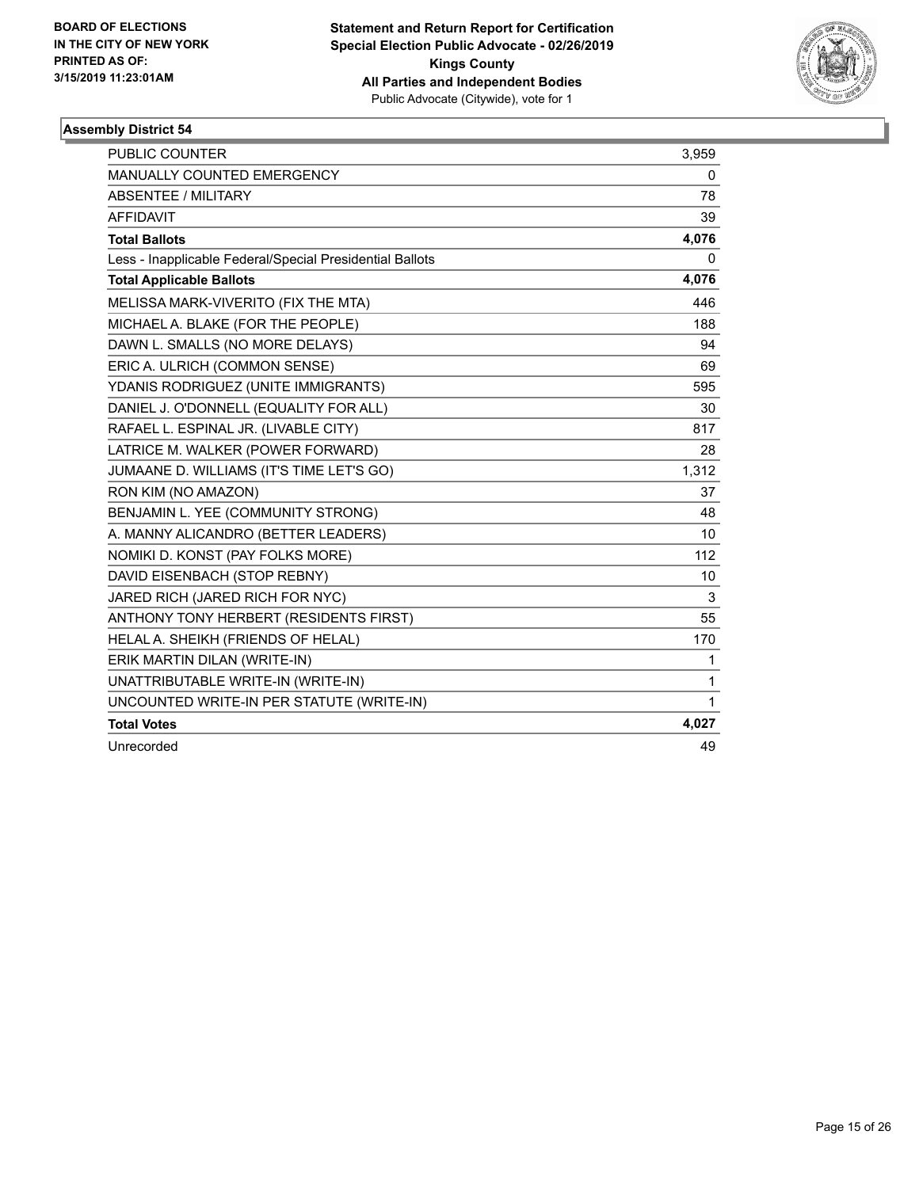BOARD OF ELECTIONS
IN THE CITY OF NEW YORK
PRINTED AS OF:
3/15/2019 11:23:01AM

**Statement and Return Report for Certification**
**Special Election Public Advocate - 02/26/2019**
**Kings County**
**All Parties and Independent Bodies**
Public Advocate (Citywide), vote for 1

### Assembly District 54

| | |
|---|---|
| PUBLIC COUNTER | 3,959 |
| MANUALLY COUNTED EMERGENCY | 0 |
| ABSENTEE / MILITARY | 78 |
| AFFIDAVIT | 39 |
| **Total Ballots** | **4,076** |
| Less - Inapplicable Federal/Special Presidential Ballots | 0 |
| **Total Applicable Ballots** | **4,076** |
| MELISSA MARK-VIVERITO (FIX THE MTA) | 446 |
| MICHAEL A. BLAKE (FOR THE PEOPLE) | 188 |
| DAWN L. SMALLS (NO MORE DELAYS) | 94 |
| ERIC A. ULRICH (COMMON SENSE) | 69 |
| YDANIS RODRIGUEZ (UNITE IMMIGRANTS) | 595 |
| DANIEL J. O'DONNELL (EQUALITY FOR ALL) | 30 |
| RAFAEL L. ESPINAL JR. (LIVABLE CITY) | 817 |
| LATRICE M. WALKER (POWER FORWARD) | 28 |
| JUMAANE D. WILLIAMS (IT'S TIME LET'S GO) | 1,312 |
| RON KIM (NO AMAZON) | 37 |
| BENJAMIN L. YEE (COMMUNITY STRONG) | 48 |
| A. MANNY ALICANDRO (BETTER LEADERS) | 10 |
| NOMIKI D. KONST (PAY FOLKS MORE) | 112 |
| DAVID EISENBACH (STOP REBNY) | 10 |
| JARED RICH (JARED RICH FOR NYC) | 3 |
| ANTHONY TONY HERBERT (RESIDENTS FIRST) | 55 |
| HELAL A. SHEIKH (FRIENDS OF HELAL) | 170 |
| ERIK MARTIN DILAN (WRITE-IN) | 1 |
| UNATTRIBUTABLE WRITE-IN (WRITE-IN) | 1 |
| UNCOUNTED WRITE-IN PER STATUTE (WRITE-IN) | 1 |
| **Total Votes** | **4,027** |
| Unrecorded | 49 |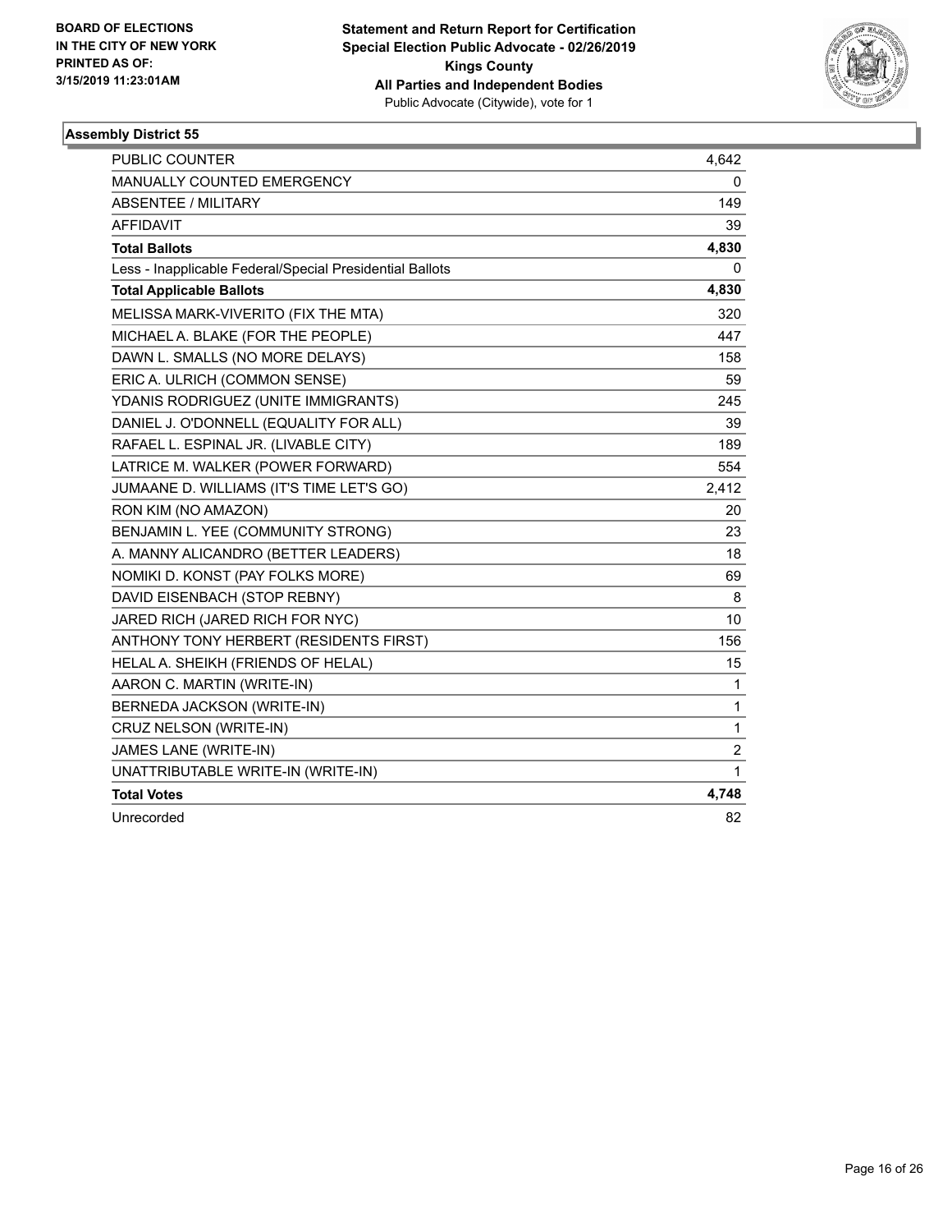**BOARD OF ELECTIONS IN THE CITY OF NEW YORK PRINTED AS OF: 3/15/2019 11:23:01AM**

**Statement and Return Report for Certification Special Election Public Advocate - 02/26/2019 Kings County All Parties and Independent Bodies**
Public Advocate (Citywide), vote for 1

### Assembly District 55

| | |
|---|---|
| PUBLIC COUNTER | 4,642 |
| MANUALLY COUNTED EMERGENCY | 0 |
| ABSENTEE / MILITARY | 149 |
| AFFIDAVIT | 39 |
| **Total Ballots** | **4,830** |
| Less - Inapplicable Federal/Special Presidential Ballots | 0 |
| **Total Applicable Ballots** | **4,830** |
| MELISSA MARK-VIVERITO (FIX THE MTA) | 320 |
| MICHAEL A. BLAKE (FOR THE PEOPLE) | 447 |
| DAWN L. SMALLS (NO MORE DELAYS) | 158 |
| ERIC A. ULRICH (COMMON SENSE) | 59 |
| YDANIS RODRIGUEZ (UNITE IMMIGRANTS) | 245 |
| DANIEL J. O'DONNELL (EQUALITY FOR ALL) | 39 |
| RAFAEL L. ESPINAL JR. (LIVABLE CITY) | 189 |
| LATRICE M. WALKER (POWER FORWARD) | 554 |
| JUMAANE D. WILLIAMS (IT'S TIME LET'S GO) | 2,412 |
| RON KIM (NO AMAZON) | 20 |
| BENJAMIN L. YEE (COMMUNITY STRONG) | 23 |
| A. MANNY ALICANDRO (BETTER LEADERS) | 18 |
| NOMIKI D. KONST (PAY FOLKS MORE) | 69 |
| DAVID EISENBACH (STOP REBNY) | 8 |
| JARED RICH (JARED RICH FOR NYC) | 10 |
| ANTHONY TONY HERBERT (RESIDENTS FIRST) | 156 |
| HELAL A. SHEIKH (FRIENDS OF HELAL) | 15 |
| AARON C. MARTIN (WRITE-IN) | 1 |
| BERNEDA JACKSON (WRITE-IN) | 1 |
| CRUZ NELSON (WRITE-IN) | 1 |
| JAMES LANE (WRITE-IN) | 2 |
| UNATTRIBUTABLE WRITE-IN (WRITE-IN) | 1 |
| **Total Votes** | **4,748** |
| Unrecorded | 82 |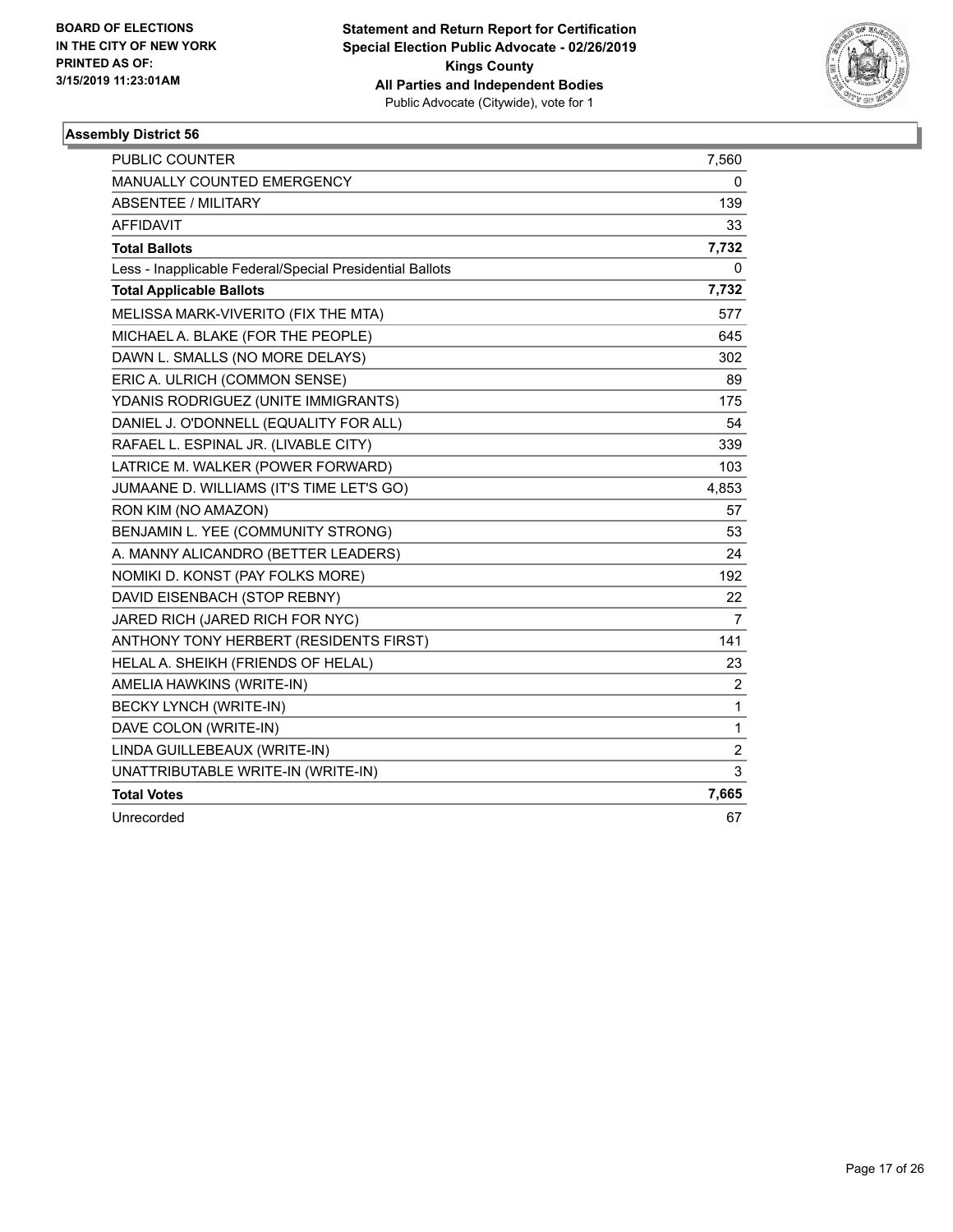**BOARD OF ELECTIONS IN THE CITY OF NEW YORK PRINTED AS OF: 3/15/2019 11:23:01AM**

**Statement and Return Report for Certification Special Election Public Advocate - 02/26/2019 Kings County All Parties and Independent Bodies**
Public Advocate (Citywide), vote for 1

### Assembly District 56

| | |
|---|---|
| PUBLIC COUNTER | 7,560 |
| MANUALLY COUNTED EMERGENCY | 0 |
| ABSENTEE / MILITARY | 139 |
| AFFIDAVIT | 33 |
| **Total Ballots** | **7,732** |
| Less - Inapplicable Federal/Special Presidential Ballots | 0 |
| **Total Applicable Ballots** | **7,732** |
| MELISSA MARK-VIVERITO (FIX THE MTA) | 577 |
| MICHAEL A. BLAKE (FOR THE PEOPLE) | 645 |
| DAWN L. SMALLS (NO MORE DELAYS) | 302 |
| ERIC A. ULRICH (COMMON SENSE) | 89 |
| YDANIS RODRIGUEZ (UNITE IMMIGRANTS) | 175 |
| DANIEL J. O'DONNELL (EQUALITY FOR ALL) | 54 |
| RAFAEL L. ESPINAL JR. (LIVABLE CITY) | 339 |
| LATRICE M. WALKER (POWER FORWARD) | 103 |
| JUMAANE D. WILLIAMS (IT'S TIME LET'S GO) | 4,853 |
| RON KIM (NO AMAZON) | 57 |
| BENJAMIN L. YEE (COMMUNITY STRONG) | 53 |
| A. MANNY ALICANDRO (BETTER LEADERS) | 24 |
| NOMIKI D. KONST (PAY FOLKS MORE) | 192 |
| DAVID EISENBACH (STOP REBNY) | 22 |
| JARED RICH (JARED RICH FOR NYC) | 7 |
| ANTHONY TONY HERBERT (RESIDENTS FIRST) | 141 |
| HELAL A. SHEIKH (FRIENDS OF HELAL) | 23 |
| AMELIA HAWKINS (WRITE-IN) | 2 |
| BECKY LYNCH (WRITE-IN) | 1 |
| DAVE COLON (WRITE-IN) | 1 |
| LINDA GUILLEBEAUX (WRITE-IN) | 2 |
| UNATTRIBUTABLE WRITE-IN (WRITE-IN) | 3 |
| **Total Votes** | **7,665** |
| Unrecorded | 67 |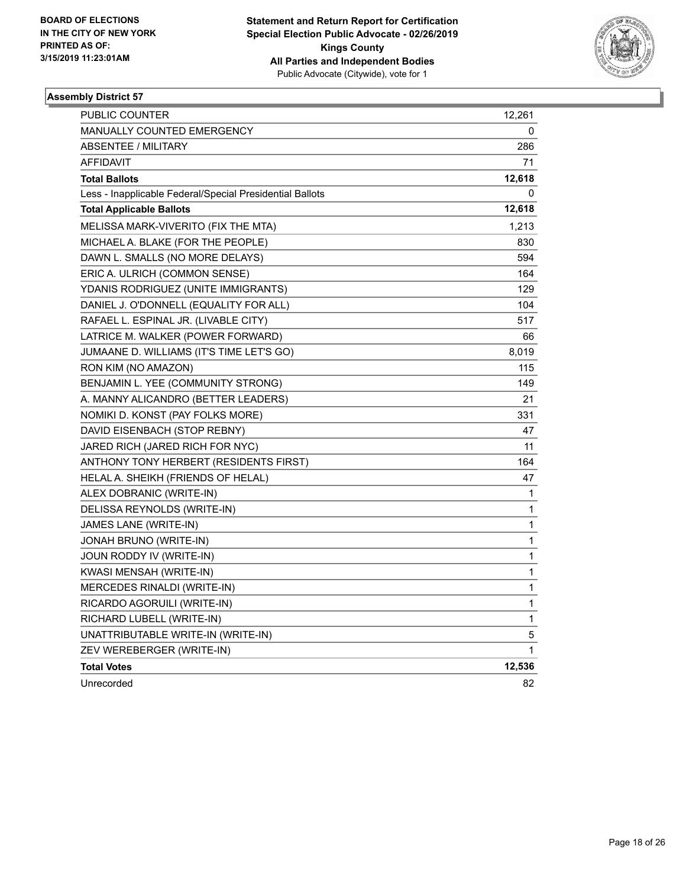BOARD OF ELECTIONS
IN THE CITY OF NEW YORK
PRINTED AS OF:
3/15/2019 11:23:01AM

**Statement and Return Report for Certification**
**Special Election Public Advocate - 02/26/2019**
**Kings County**
**All Parties and Independent Bodies**
Public Advocate (Citywide), vote for 1

### Assembly District 57

| | |
|---|---|
| PUBLIC COUNTER | 12,261 |
| MANUALLY COUNTED EMERGENCY | 0 |
| ABSENTEE / MILITARY | 286 |
| AFFIDAVIT | 71 |
| **Total Ballots** | **12,618** |
| Less - Inapplicable Federal/Special Presidential Ballots | 0 |
| **Total Applicable Ballots** | **12,618** |
| MELISSA MARK-VIVERITO (FIX THE MTA) | 1,213 |
| MICHAEL A. BLAKE (FOR THE PEOPLE) | 830 |
| DAWN L. SMALLS (NO MORE DELAYS) | 594 |
| ERIC A. ULRICH (COMMON SENSE) | 164 |
| YDANIS RODRIGUEZ (UNITE IMMIGRANTS) | 129 |
| DANIEL J. O'DONNELL (EQUALITY FOR ALL) | 104 |
| RAFAEL L. ESPINAL JR. (LIVABLE CITY) | 517 |
| LATRICE M. WALKER (POWER FORWARD) | 66 |
| JUMAANE D. WILLIAMS (IT'S TIME LET'S GO) | 8,019 |
| RON KIM (NO AMAZON) | 115 |
| BENJAMIN L. YEE (COMMUNITY STRONG) | 149 |
| A. MANNY ALICANDRO (BETTER LEADERS) | 21 |
| NOMIKI D. KONST (PAY FOLKS MORE) | 331 |
| DAVID EISENBACH (STOP REBNY) | 47 |
| JARED RICH (JARED RICH FOR NYC) | 11 |
| ANTHONY TONY HERBERT (RESIDENTS FIRST) | 164 |
| HELAL A. SHEIKH (FRIENDS OF HELAL) | 47 |
| ALEX DOBRANIC (WRITE-IN) | 1 |
| DELISSA REYNOLDS (WRITE-IN) | 1 |
| JAMES LANE (WRITE-IN) | 1 |
| JONAH BRUNO (WRITE-IN) | 1 |
| JOUN RODDY IV (WRITE-IN) | 1 |
| KWASI MENSAH (WRITE-IN) | 1 |
| MERCEDES RINALDI (WRITE-IN) | 1 |
| RICARDO AGORUILI (WRITE-IN) | 1 |
| RICHARD LUBELL (WRITE-IN) | 1 |
| UNATTRIBUTABLE WRITE-IN (WRITE-IN) | 5 |
| ZEV WEREBERGER (WRITE-IN) | 1 |
| **Total Votes** | **12,536** |
| Unrecorded | 82 |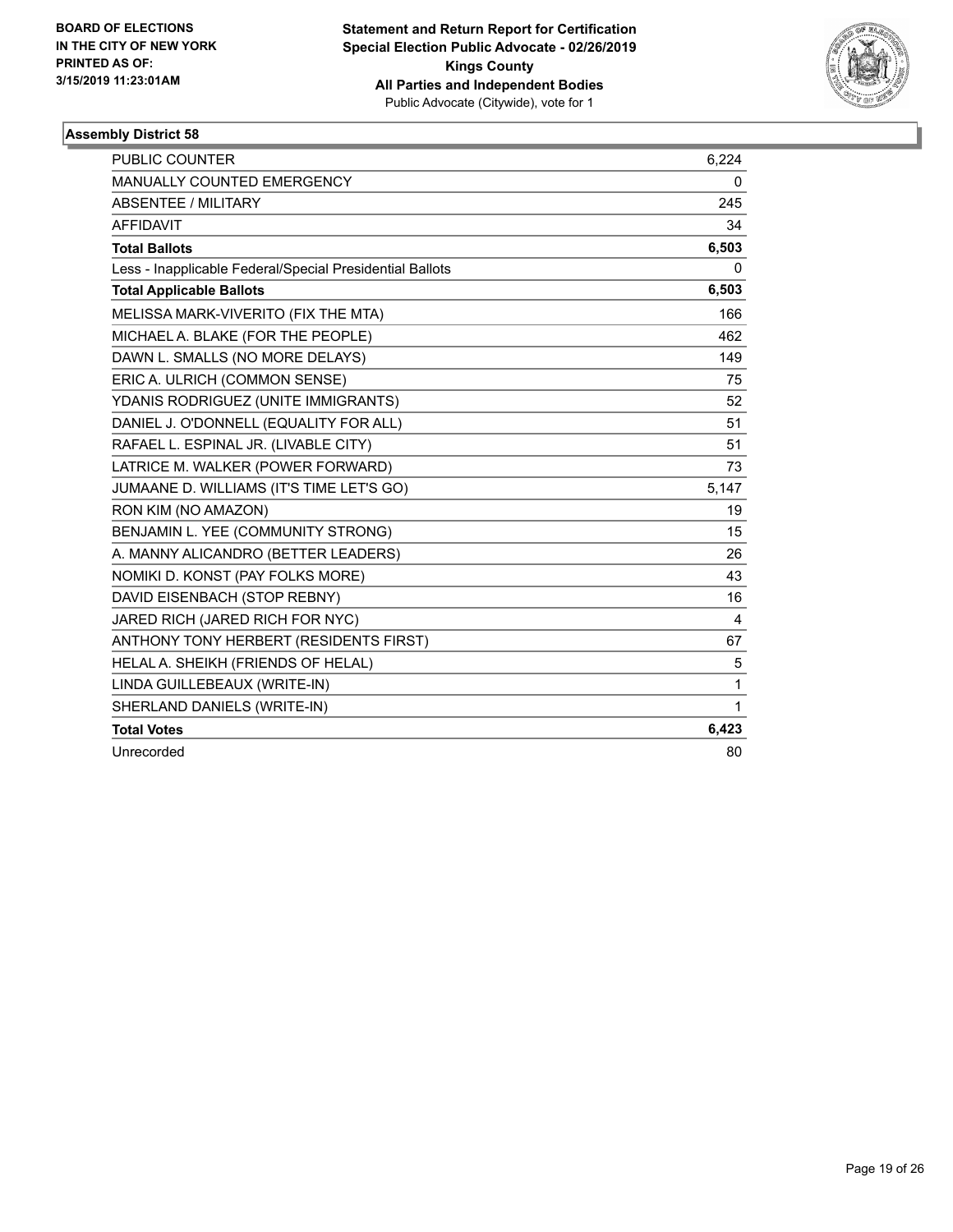BOARD OF ELECTIONS
IN THE CITY OF NEW YORK
PRINTED AS OF:
3/15/2019 11:23:01AM

**Statement and Return Report for Certification**
**Special Election Public Advocate - 02/26/2019**
**Kings County**
**All Parties and Independent Bodies**
Public Advocate (Citywide), vote for 1

### Assembly District 58

| | |
|---|---|
| PUBLIC COUNTER | 6,224 |
| MANUALLY COUNTED EMERGENCY | 0 |
| ABSENTEE / MILITARY | 245 |
| AFFIDAVIT | 34 |
| **Total Ballots** | **6,503** |
| Less - Inapplicable Federal/Special Presidential Ballots | 0 |
| **Total Applicable Ballots** | **6,503** |
| MELISSA MARK-VIVERITO (FIX THE MTA) | 166 |
| MICHAEL A. BLAKE (FOR THE PEOPLE) | 462 |
| DAWN L. SMALLS (NO MORE DELAYS) | 149 |
| ERIC A. ULRICH (COMMON SENSE) | 75 |
| YDANIS RODRIGUEZ (UNITE IMMIGRANTS) | 52 |
| DANIEL J. O'DONNELL (EQUALITY FOR ALL) | 51 |
| RAFAEL L. ESPINAL JR. (LIVABLE CITY) | 51 |
| LATRICE M. WALKER (POWER FORWARD) | 73 |
| JUMAANE D. WILLIAMS (IT'S TIME LET'S GO) | 5,147 |
| RON KIM (NO AMAZON) | 19 |
| BENJAMIN L. YEE (COMMUNITY STRONG) | 15 |
| A. MANNY ALICANDRO (BETTER LEADERS) | 26 |
| NOMIKI D. KONST (PAY FOLKS MORE) | 43 |
| DAVID EISENBACH (STOP REBNY) | 16 |
| JARED RICH (JARED RICH FOR NYC) | 4 |
| ANTHONY TONY HERBERT (RESIDENTS FIRST) | 67 |
| HELAL A. SHEIKH (FRIENDS OF HELAL) | 5 |
| LINDA GUILLEBEAUX (WRITE-IN) | 1 |
| SHERLAND DANIELS (WRITE-IN) | 1 |
| **Total Votes** | **6,423** |
| Unrecorded | 80 |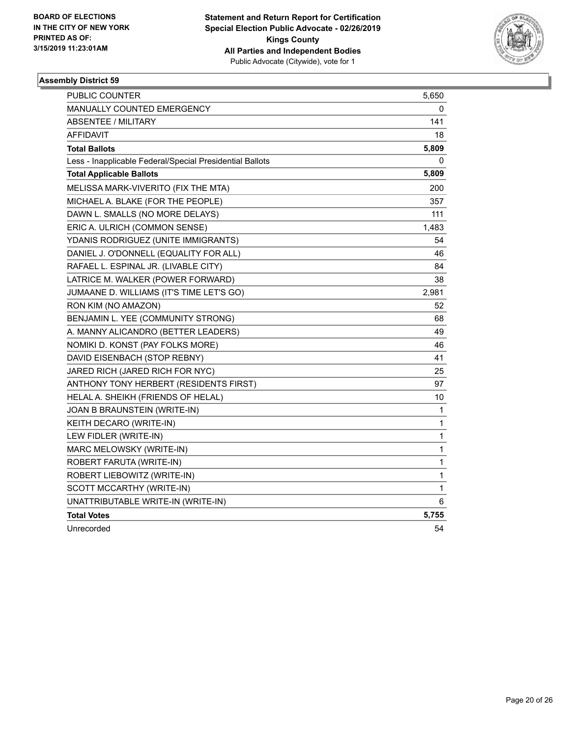**BOARD OF ELECTIONS IN THE CITY OF NEW YORK PRINTED AS OF: 3/15/2019 11:23:01AM**

**Statement and Return Report for Certification Special Election Public Advocate - 02/26/2019 Kings County All Parties and Independent Bodies**
Public Advocate (Citywide), vote for 1

### Assembly District 59

| | |
|---|---|
| PUBLIC COUNTER | 5,650 |
| MANUALLY COUNTED EMERGENCY | 0 |
| ABSENTEE / MILITARY | 141 |
| AFFIDAVIT | 18 |
| **Total Ballots** | **5,809** |
| Less - Inapplicable Federal/Special Presidential Ballots | 0 |
| **Total Applicable Ballots** | **5,809** |
| MELISSA MARK-VIVERITO (FIX THE MTA) | 200 |
| MICHAEL A. BLAKE (FOR THE PEOPLE) | 357 |
| DAWN L. SMALLS (NO MORE DELAYS) | 111 |
| ERIC A. ULRICH (COMMON SENSE) | 1,483 |
| YDANIS RODRIGUEZ (UNITE IMMIGRANTS) | 54 |
| DANIEL J. O'DONNELL (EQUALITY FOR ALL) | 46 |
| RAFAEL L. ESPINAL JR. (LIVABLE CITY) | 84 |
| LATRICE M. WALKER (POWER FORWARD) | 38 |
| JUMAANE D. WILLIAMS (IT'S TIME LET'S GO) | 2,981 |
| RON KIM (NO AMAZON) | 52 |
| BENJAMIN L. YEE (COMMUNITY STRONG) | 68 |
| A. MANNY ALICANDRO (BETTER LEADERS) | 49 |
| NOMIKI D. KONST (PAY FOLKS MORE) | 46 |
| DAVID EISENBACH (STOP REBNY) | 41 |
| JARED RICH (JARED RICH FOR NYC) | 25 |
| ANTHONY TONY HERBERT (RESIDENTS FIRST) | 97 |
| HELAL A. SHEIKH (FRIENDS OF HELAL) | 10 |
| JOAN B BRAUNSTEIN (WRITE-IN) | 1 |
| KEITH DECARO (WRITE-IN) | 1 |
| LEW FIDLER (WRITE-IN) | 1 |
| MARC MELOWSKY (WRITE-IN) | 1 |
| ROBERT FARUTA (WRITE-IN) | 1 |
| ROBERT LIEBOWITZ (WRITE-IN) | 1 |
| SCOTT MCCARTHY (WRITE-IN) | 1 |
| UNATTRIBUTABLE WRITE-IN (WRITE-IN) | 6 |
| **Total Votes** | **5,755** |
| Unrecorded | 54 |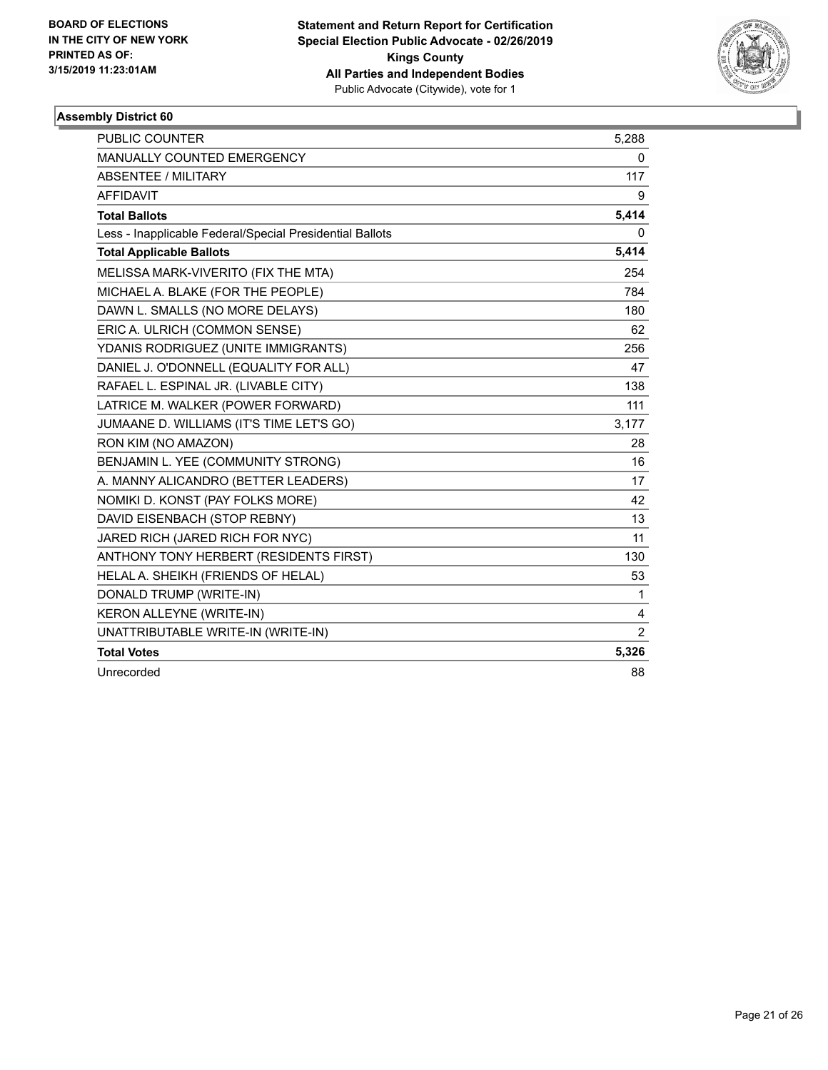BOARD OF ELECTIONS
IN THE CITY OF NEW YORK
PRINTED AS OF:
3/15/2019 11:23:01AM

**Statement and Return Report for Certification**
**Special Election Public Advocate - 02/26/2019**
**Kings County**
**All Parties and Independent Bodies**
Public Advocate (Citywide), vote for 1

### Assembly District 60

| | |
|---|---|
| PUBLIC COUNTER | 5,288 |
| MANUALLY COUNTED EMERGENCY | 0 |
| ABSENTEE / MILITARY | 117 |
| AFFIDAVIT | 9 |
| **Total Ballots** | **5,414** |
| Less - Inapplicable Federal/Special Presidential Ballots | 0 |
| **Total Applicable Ballots** | **5,414** |
| MELISSA MARK-VIVERITO (FIX THE MTA) | 254 |
| MICHAEL A. BLAKE (FOR THE PEOPLE) | 784 |
| DAWN L. SMALLS (NO MORE DELAYS) | 180 |
| ERIC A. ULRICH (COMMON SENSE) | 62 |
| YDANIS RODRIGUEZ (UNITE IMMIGRANTS) | 256 |
| DANIEL J. O'DONNELL (EQUALITY FOR ALL) | 47 |
| RAFAEL L. ESPINAL JR. (LIVABLE CITY) | 138 |
| LATRICE M. WALKER (POWER FORWARD) | 111 |
| JUMAANE D. WILLIAMS (IT'S TIME LET'S GO) | 3,177 |
| RON KIM (NO AMAZON) | 28 |
| BENJAMIN L. YEE (COMMUNITY STRONG) | 16 |
| A. MANNY ALICANDRO (BETTER LEADERS) | 17 |
| NOMIKI D. KONST (PAY FOLKS MORE) | 42 |
| DAVID EISENBACH (STOP REBNY) | 13 |
| JARED RICH (JARED RICH FOR NYC) | 11 |
| ANTHONY TONY HERBERT (RESIDENTS FIRST) | 130 |
| HELAL A. SHEIKH (FRIENDS OF HELAL) | 53 |
| DONALD TRUMP (WRITE-IN) | 1 |
| KERON ALLEYNE (WRITE-IN) | 4 |
| UNATTRIBUTABLE WRITE-IN (WRITE-IN) | 2 |
| **Total Votes** | **5,326** |
| Unrecorded | 88 |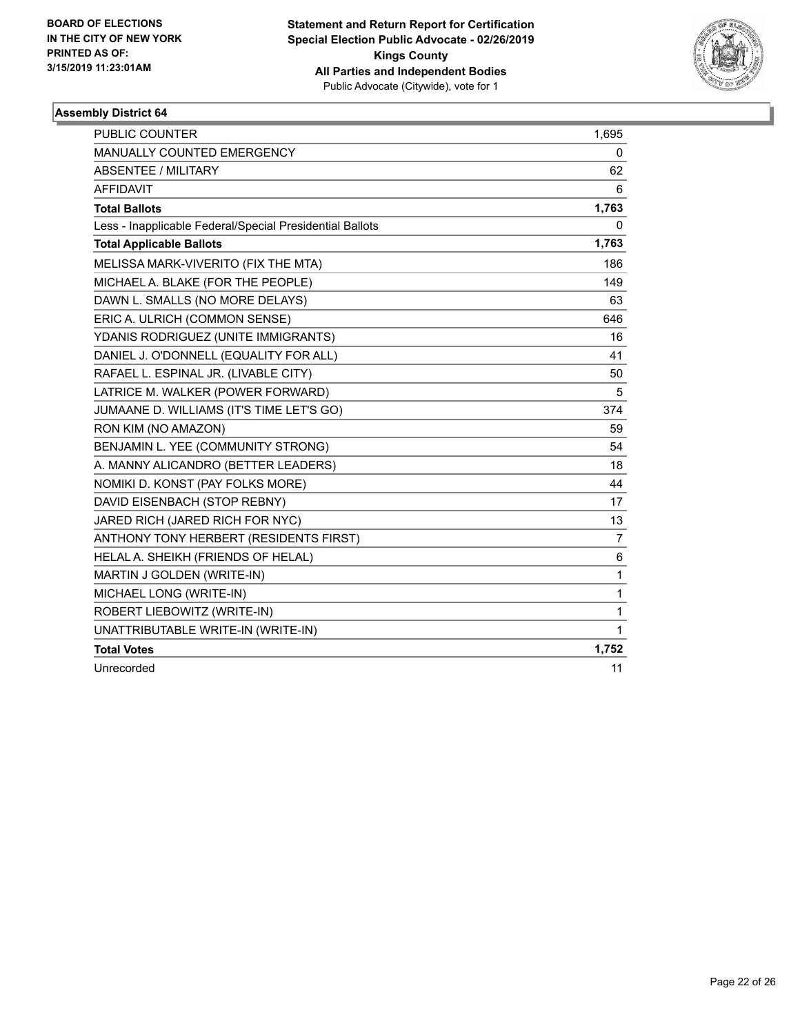BOARD OF ELECTIONS
IN THE CITY OF NEW YORK
PRINTED AS OF:
3/15/2019 11:23:01AM

**Statement and Return Report for Certification**
**Special Election Public Advocate - 02/26/2019**
**Kings County**
**All Parties and Independent Bodies**
Public Advocate (Citywide), vote for 1

### Assembly District 64

| | |
|---|---|
| PUBLIC COUNTER | 1,695 |
| MANUALLY COUNTED EMERGENCY | 0 |
| ABSENTEE / MILITARY | 62 |
| AFFIDAVIT | 6 |
| **Total Ballots** | **1,763** |
| Less - Inapplicable Federal/Special Presidential Ballots | 0 |
| **Total Applicable Ballots** | **1,763** |
| MELISSA MARK-VIVERITO (FIX THE MTA) | 186 |
| MICHAEL A. BLAKE (FOR THE PEOPLE) | 149 |
| DAWN L. SMALLS (NO MORE DELAYS) | 63 |
| ERIC A. ULRICH (COMMON SENSE) | 646 |
| YDANIS RODRIGUEZ (UNITE IMMIGRANTS) | 16 |
| DANIEL J. O'DONNELL (EQUALITY FOR ALL) | 41 |
| RAFAEL L. ESPINAL JR. (LIVABLE CITY) | 50 |
| LATRICE M. WALKER (POWER FORWARD) | 5 |
| JUMAANE D. WILLIAMS (IT'S TIME LET'S GO) | 374 |
| RON KIM (NO AMAZON) | 59 |
| BENJAMIN L. YEE (COMMUNITY STRONG) | 54 |
| A. MANNY ALICANDRO (BETTER LEADERS) | 18 |
| NOMIKI D. KONST (PAY FOLKS MORE) | 44 |
| DAVID EISENBACH (STOP REBNY) | 17 |
| JARED RICH (JARED RICH FOR NYC) | 13 |
| ANTHONY TONY HERBERT (RESIDENTS FIRST) | 7 |
| HELAL A. SHEIKH (FRIENDS OF HELAL) | 6 |
| MARTIN J GOLDEN (WRITE-IN) | 1 |
| MICHAEL LONG (WRITE-IN) | 1 |
| ROBERT LIEBOWITZ (WRITE-IN) | 1 |
| UNATTRIBUTABLE WRITE-IN (WRITE-IN) | 1 |
| **Total Votes** | **1,752** |
| Unrecorded | 11 |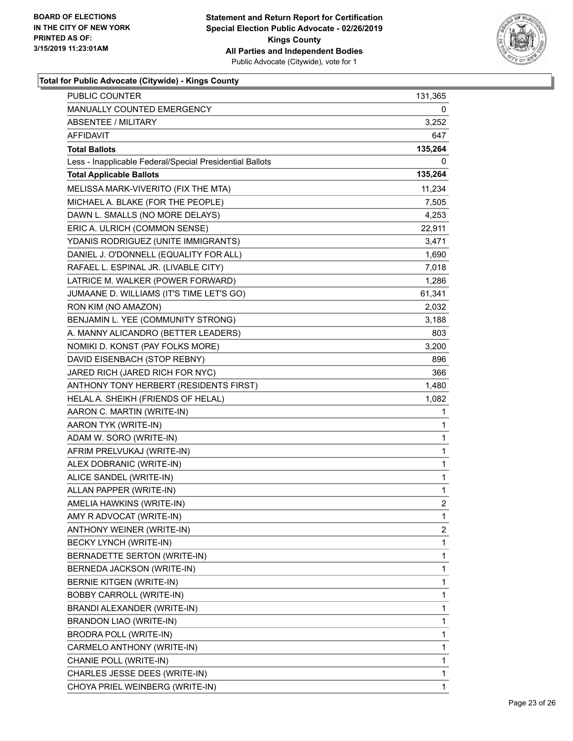**BOARD OF ELECTIONS IN THE CITY OF NEW YORK PRINTED AS OF: 3/15/2019 11:23:01AM**

**Statement and Return Report for Certification Special Election Public Advocate - 02/26/2019 Kings County All Parties and Independent Bodies**
Public Advocate (Citywide), vote for 1

### Total for Public Advocate (Citywide) - Kings County

| | |
|---|---|
| PUBLIC COUNTER | 131,365 |
| MANUALLY COUNTED EMERGENCY | 0 |
| ABSENTEE / MILITARY | 3,252 |
| AFFIDAVIT | 647 |
| **Total Ballots** | **135,264** |
| Less - Inapplicable Federal/Special Presidential Ballots | 0 |
| **Total Applicable Ballots** | **135,264** |
| MELISSA MARK-VIVERITO (FIX THE MTA) | 11,234 |
| MICHAEL A. BLAKE (FOR THE PEOPLE) | 7,505 |
| DAWN L. SMALLS (NO MORE DELAYS) | 4,253 |
| ERIC A. ULRICH (COMMON SENSE) | 22,911 |
| YDANIS RODRIGUEZ (UNITE IMMIGRANTS) | 3,471 |
| DANIEL J. O'DONNELL (EQUALITY FOR ALL) | 1,690 |
| RAFAEL L. ESPINAL JR. (LIVABLE CITY) | 7,018 |
| LATRICE M. WALKER (POWER FORWARD) | 1,286 |
| JUMAANE D. WILLIAMS (IT'S TIME LET'S GO) | 61,341 |
| RON KIM (NO AMAZON) | 2,032 |
| BENJAMIN L. YEE (COMMUNITY STRONG) | 3,188 |
| A. MANNY ALICANDRO (BETTER LEADERS) | 803 |
| NOMIKI D. KONST (PAY FOLKS MORE) | 3,200 |
| DAVID EISENBACH (STOP REBNY) | 896 |
| JARED RICH (JARED RICH FOR NYC) | 366 |
| ANTHONY TONY HERBERT (RESIDENTS FIRST) | 1,480 |
| HELAL A. SHEIKH (FRIENDS OF HELAL) | 1,082 |
| AARON C. MARTIN (WRITE-IN) | 1 |
| AARON TYK (WRITE-IN) | 1 |
| ADAM W. SORO (WRITE-IN) | 1 |
| AFRIM PRELVUKAJ (WRITE-IN) | 1 |
| ALEX DOBRANIC (WRITE-IN) | 1 |
| ALICE SANDEL (WRITE-IN) | 1 |
| ALLAN PAPPER (WRITE-IN) | 1 |
| AMELIA HAWKINS (WRITE-IN) | 2 |
| AMY R ADVOCAT (WRITE-IN) | 1 |
| ANTHONY WEINER (WRITE-IN) | 2 |
| BECKY LYNCH (WRITE-IN) | 1 |
| BERNADETTE SERTON (WRITE-IN) | 1 |
| BERNEDA JACKSON (WRITE-IN) | 1 |
| BERNIE KITGEN (WRITE-IN) | 1 |
| BOBBY CARROLL (WRITE-IN) | 1 |
| BRANDI ALEXANDER (WRITE-IN) | 1 |
| BRANDON LIAO (WRITE-IN) | 1 |
| BRODRA POLL (WRITE-IN) | 1 |
| CARMELO ANTHONY (WRITE-IN) | 1 |
| CHANIE POLL (WRITE-IN) | 1 |
| CHARLES JESSE DEES (WRITE-IN) | 1 |
| CHOYA PRIEL WEINBERG (WRITE-IN) | 1 |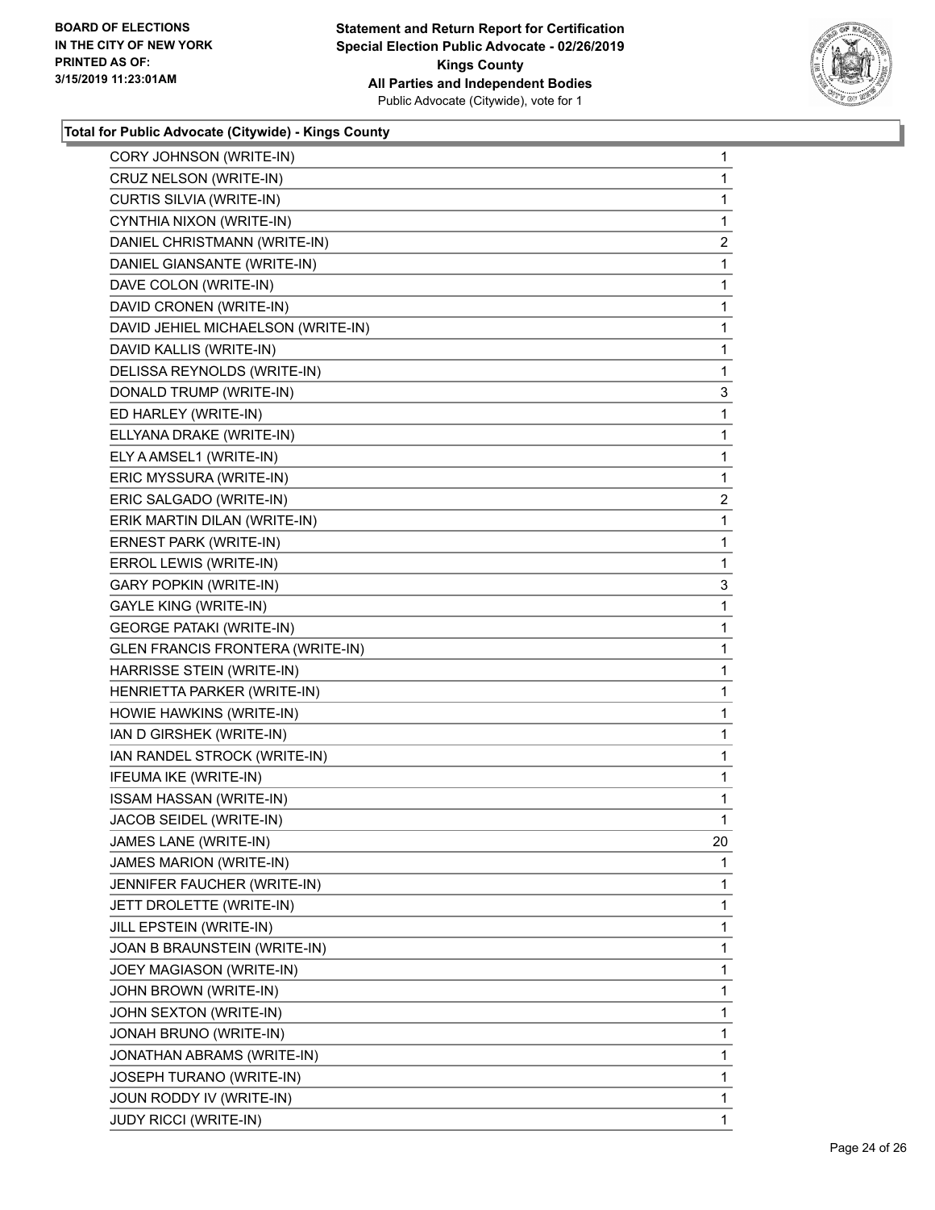**Total for Public Advocate (Citywide) - Kings County**

| Candidate | Votes |
|---|---|
| CORY JOHNSON (WRITE-IN) | 1 |
| CRUZ NELSON (WRITE-IN) | 1 |
| CURTIS SILVIA (WRITE-IN) | 1 |
| CYNTHIA NIXON (WRITE-IN) | 1 |
| DANIEL CHRISTMANN (WRITE-IN) | 2 |
| DANIEL GIANSANTE (WRITE-IN) | 1 |
| DAVE COLON (WRITE-IN) | 1 |
| DAVID CRONEN (WRITE-IN) | 1 |
| DAVID JEHIEL MICHAELSON (WRITE-IN) | 1 |
| DAVID KALLIS (WRITE-IN) | 1 |
| DELISSA REYNOLDS (WRITE-IN) | 1 |
| DONALD TRUMP (WRITE-IN) | 3 |
| ED HARLEY (WRITE-IN) | 1 |
| ELLYANA DRAKE (WRITE-IN) | 1 |
| ELY A AMSEL1 (WRITE-IN) | 1 |
| ERIC MYSSURA (WRITE-IN) | 1 |
| ERIC SALGADO (WRITE-IN) | 2 |
| ERIK MARTIN DILAN (WRITE-IN) | 1 |
| ERNEST PARK (WRITE-IN) | 1 |
| ERROL LEWIS (WRITE-IN) | 1 |
| GARY POPKIN (WRITE-IN) | 3 |
| GAYLE KING (WRITE-IN) | 1 |
| GEORGE PATAKI (WRITE-IN) | 1 |
| GLEN FRANCIS FRONTERA (WRITE-IN) | 1 |
| HARRISSE STEIN (WRITE-IN) | 1 |
| HENRIETTA PARKER (WRITE-IN) | 1 |
| HOWIE HAWKINS (WRITE-IN) | 1 |
| IAN D GIRSHEK (WRITE-IN) | 1 |
| IAN RANDEL STROCK (WRITE-IN) | 1 |
| IFEUMA IKE (WRITE-IN) | 1 |
| ISSAM HASSAN (WRITE-IN) | 1 |
| JACOB SEIDEL (WRITE-IN) | 1 |
| JAMES LANE (WRITE-IN) | 20 |
| JAMES MARION (WRITE-IN) | 1 |
| JENNIFER FAUCHER (WRITE-IN) | 1 |
| JETT DROLETTE (WRITE-IN) | 1 |
| JILL EPSTEIN (WRITE-IN) | 1 |
| JOAN B BRAUNSTEIN (WRITE-IN) | 1 |
| JOEY MAGIASON (WRITE-IN) | 1 |
| JOHN BROWN (WRITE-IN) | 1 |
| JOHN SEXTON (WRITE-IN) | 1 |
| JONAH BRUNO (WRITE-IN) | 1 |
| JONATHAN ABRAMS (WRITE-IN) | 1 |
| JOSEPH TURANO (WRITE-IN) | 1 |
| JOUN RODDY IV (WRITE-IN) | 1 |
| JUDY RICCI (WRITE-IN) | 1 |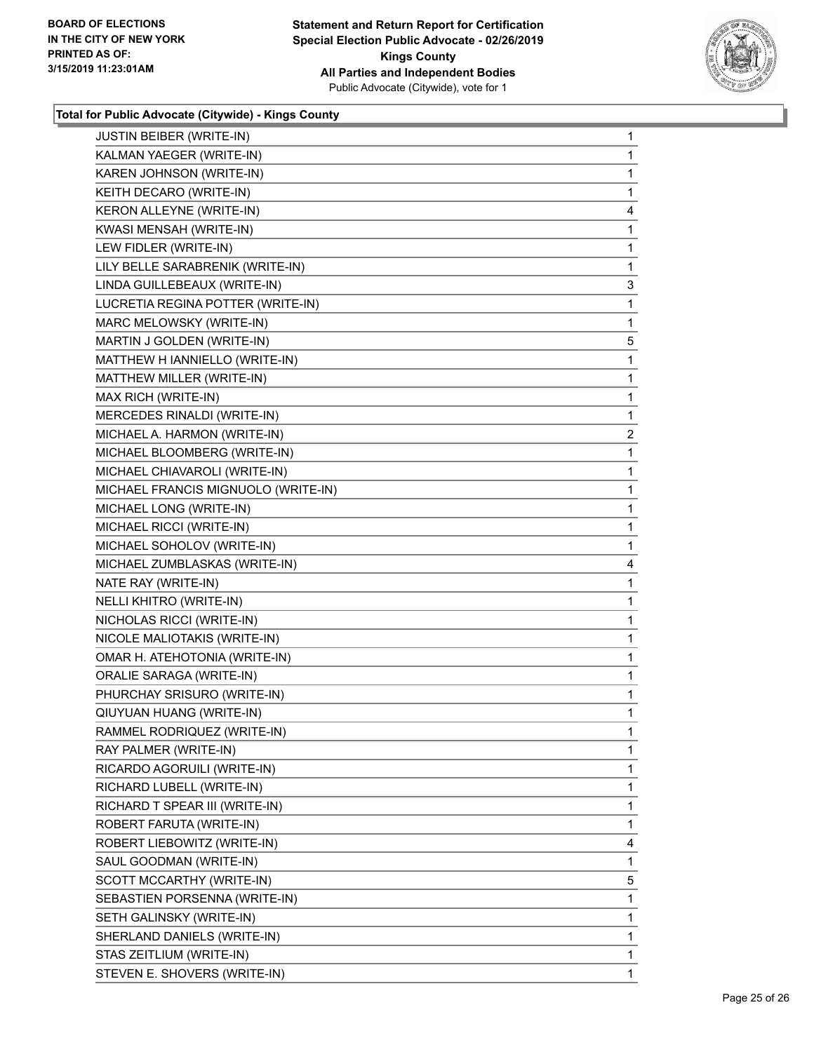BOARD OF ELECTIONS
IN THE CITY OF NEW YORK
PRINTED AS OF:
3/15/2019 11:23:01AM

**Statement and Return Report for Certification**
**Special Election Public Advocate - 02/26/2019**
**Kings County**
**All Parties and Independent Bodies**
Public Advocate (Citywide), vote for 1

### Total for Public Advocate (Citywide) - Kings County

| Candidate | Votes |
|---|---|
| JUSTIN BEIBER (WRITE-IN) | 1 |
| KALMAN YAEGER (WRITE-IN) | 1 |
| KAREN JOHNSON (WRITE-IN) | 1 |
| KEITH DECARO (WRITE-IN) | 1 |
| KERON ALLEYNE (WRITE-IN) | 4 |
| KWASI MENSAH (WRITE-IN) | 1 |
| LEW FIDLER (WRITE-IN) | 1 |
| LILY BELLE SARABRENIK (WRITE-IN) | 1 |
| LINDA GUILLEBEAUX (WRITE-IN) | 3 |
| LUCRETIA REGINA POTTER (WRITE-IN) | 1 |
| MARC MELOWSKY (WRITE-IN) | 1 |
| MARTIN J GOLDEN (WRITE-IN) | 5 |
| MATTHEW H IANNIELLO (WRITE-IN) | 1 |
| MATTHEW MILLER (WRITE-IN) | 1 |
| MAX RICH (WRITE-IN) | 1 |
| MERCEDES RINALDI (WRITE-IN) | 1 |
| MICHAEL A. HARMON (WRITE-IN) | 2 |
| MICHAEL BLOOMBERG (WRITE-IN) | 1 |
| MICHAEL CHIAVAROLI (WRITE-IN) | 1 |
| MICHAEL FRANCIS MIGNUOLO (WRITE-IN) | 1 |
| MICHAEL LONG (WRITE-IN) | 1 |
| MICHAEL RICCI (WRITE-IN) | 1 |
| MICHAEL SOHOLOV (WRITE-IN) | 1 |
| MICHAEL ZUMBLASKAS (WRITE-IN) | 4 |
| NATE RAY (WRITE-IN) | 1 |
| NELLI KHITRO (WRITE-IN) | 1 |
| NICHOLAS RICCI (WRITE-IN) | 1 |
| NICOLE MALIOTAKIS (WRITE-IN) | 1 |
| OMAR H. ATEHOTONIA (WRITE-IN) | 1 |
| ORALIE SARAGA (WRITE-IN) | 1 |
| PHURCHAY SRISURO (WRITE-IN) | 1 |
| QIUYUAN HUANG (WRITE-IN) | 1 |
| RAMMEL RODRIQUEZ (WRITE-IN) | 1 |
| RAY PALMER (WRITE-IN) | 1 |
| RICARDO AGORUILI (WRITE-IN) | 1 |
| RICHARD LUBELL (WRITE-IN) | 1 |
| RICHARD T SPEAR III (WRITE-IN) | 1 |
| ROBERT FARUTA (WRITE-IN) | 1 |
| ROBERT LIEBOWITZ (WRITE-IN) | 4 |
| SAUL GOODMAN (WRITE-IN) | 1 |
| SCOTT MCCARTHY (WRITE-IN) | 5 |
| SEBASTIEN PORSENNA (WRITE-IN) | 1 |
| SETH GALINSKY (WRITE-IN) | 1 |
| SHERLAND DANIELS (WRITE-IN) | 1 |
| STAS ZEITLIUM (WRITE-IN) | 1 |
| STEVEN E. SHOVERS (WRITE-IN) | 1 |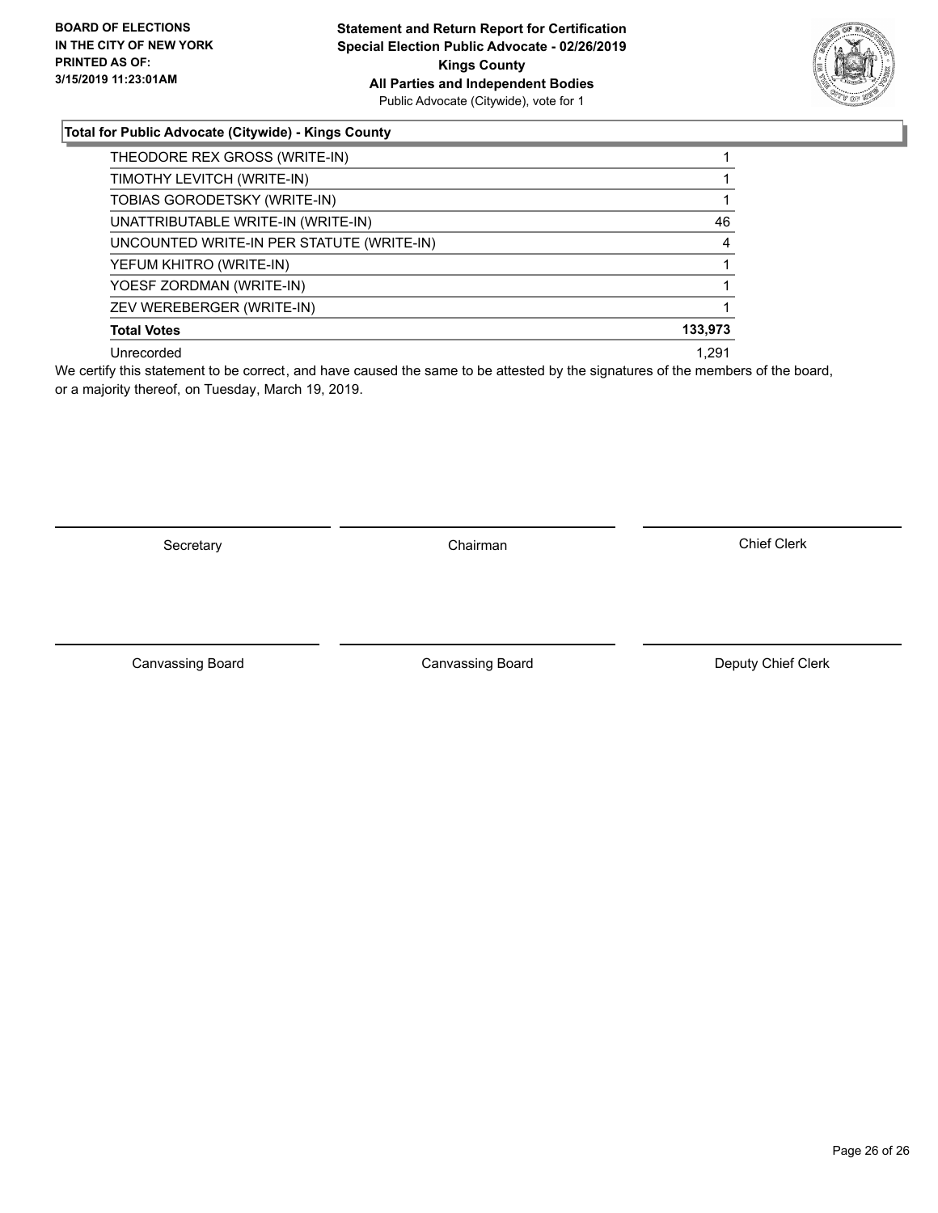**BOARD OF ELECTIONS IN THE CITY OF NEW YORK PRINTED AS OF: 3/15/2019 11:23:01AM**

**Statement and Return Report for Certification Special Election Public Advocate - 02/26/2019 Kings County All Parties and Independent Bodies**
Public Advocate (Citywide), vote for 1

**Total for Public Advocate (Citywide) - Kings County**

| | |
|---|---|
| THEODORE REX GROSS (WRITE-IN) | 1 |
| TIMOTHY LEVITCH (WRITE-IN) | 1 |
| TOBIAS GORODETSKY (WRITE-IN) | 1 |
| UNATTRIBUTABLE WRITE-IN (WRITE-IN) | 46 |
| UNCOUNTED WRITE-IN PER STATUTE (WRITE-IN) | 4 |
| YEFUM KHITRO (WRITE-IN) | 1 |
| YOESF ZORDMAN (WRITE-IN) | 1 |
| ZEV WEREBERGER (WRITE-IN) | 1 |
| **Total Votes** | **133,973** |
| Unrecorded | 1,291 |

We certify this statement to be correct, and have caused the same to be attested by the signatures of the members of the board, or a majority thereof, on Tuesday, March 19, 2019.

Secretary

Chairman

Chief Clerk

Canvassing Board

Canvassing Board

Deputy Chief Clerk